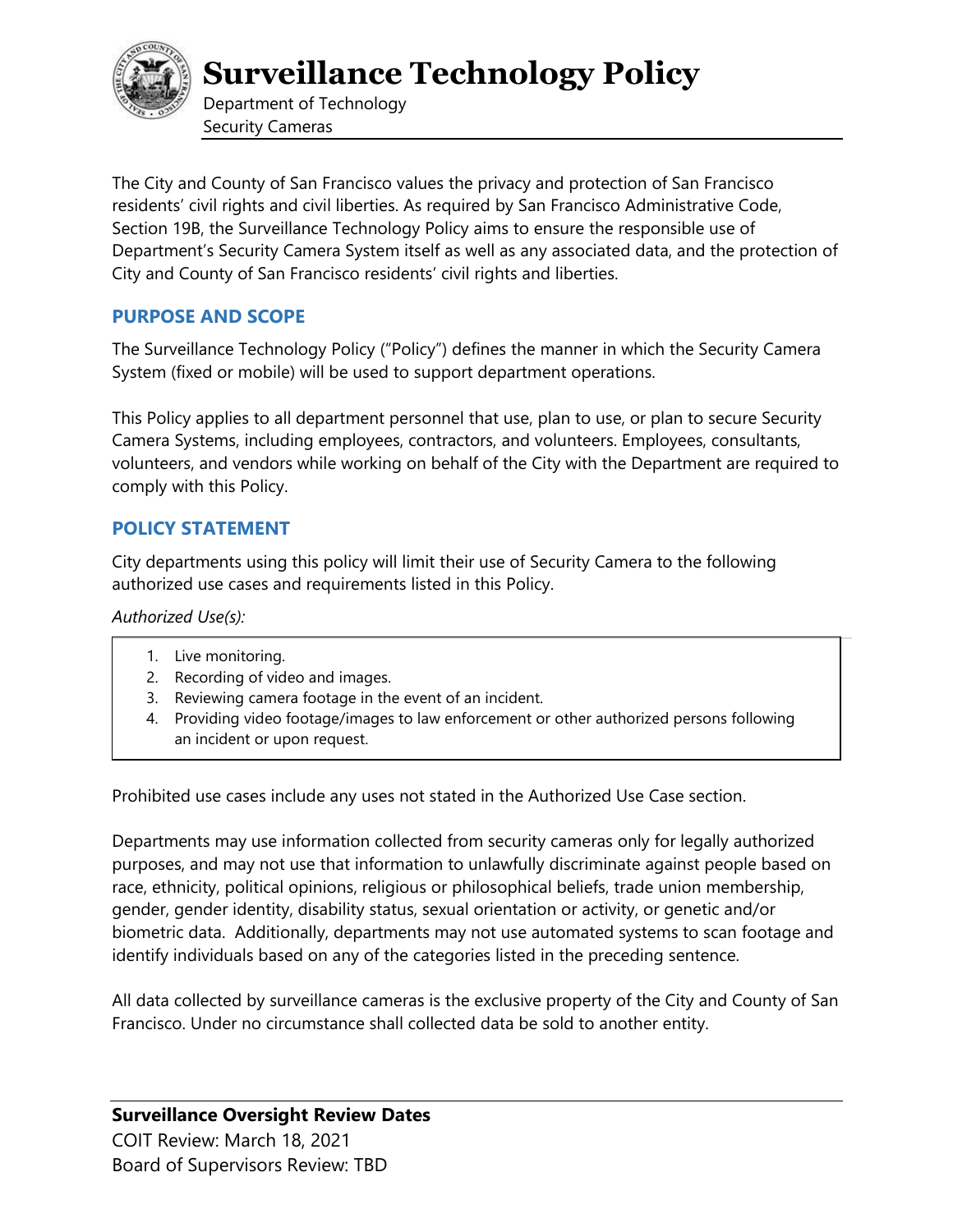# Surveillance Technology Policy

Department of Technology
Security Cameras

The City and County of San Francisco values the privacy and protection of San Francisco residents' civil rights and civil liberties. As required by San Francisco Administrative Code, Section 19B, the Surveillance Technology Policy aims to ensure the responsible use of Department's Security Camera System itself as well as any associated data, and the protection of City and County of San Francisco residents' civil rights and liberties.

## PURPOSE AND SCOPE

The Surveillance Technology Policy ("Policy") defines the manner in which the Security Camera System (fixed or mobile) will be used to support department operations.

This Policy applies to all department personnel that use, plan to use, or plan to secure Security Camera Systems, including employees, contractors, and volunteers. Employees, consultants, volunteers, and vendors while working on behalf of the City with the Department are required to comply with this Policy.

## POLICY STATEMENT

City departments using this policy will limit their use of Security Camera to the following authorized use cases and requirements listed in this Policy.

*Authorized Use(s):*

1. Live monitoring.
2. Recording of video and images.
3. Reviewing camera footage in the event of an incident.
4. Providing video footage/images to law enforcement or other authorized persons following an incident or upon request.

Prohibited use cases include any uses not stated in the Authorized Use Case section.

Departments may use information collected from security cameras only for legally authorized purposes, and may not use that information to unlawfully discriminate against people based on race, ethnicity, political opinions, religious or philosophical beliefs, trade union membership, gender, gender identity, disability status, sexual orientation or activity, or genetic and/or biometric data. Additionally, departments may not use automated systems to scan footage and identify individuals based on any of the categories listed in the preceding sentence.

All data collected by surveillance cameras is the exclusive property of the City and County of San Francisco. Under no circumstance shall collected data be sold to another entity.

**Surveillance Oversight Review Dates**
COIT Review: March 18, 2021
Board of Supervisors Review: TBD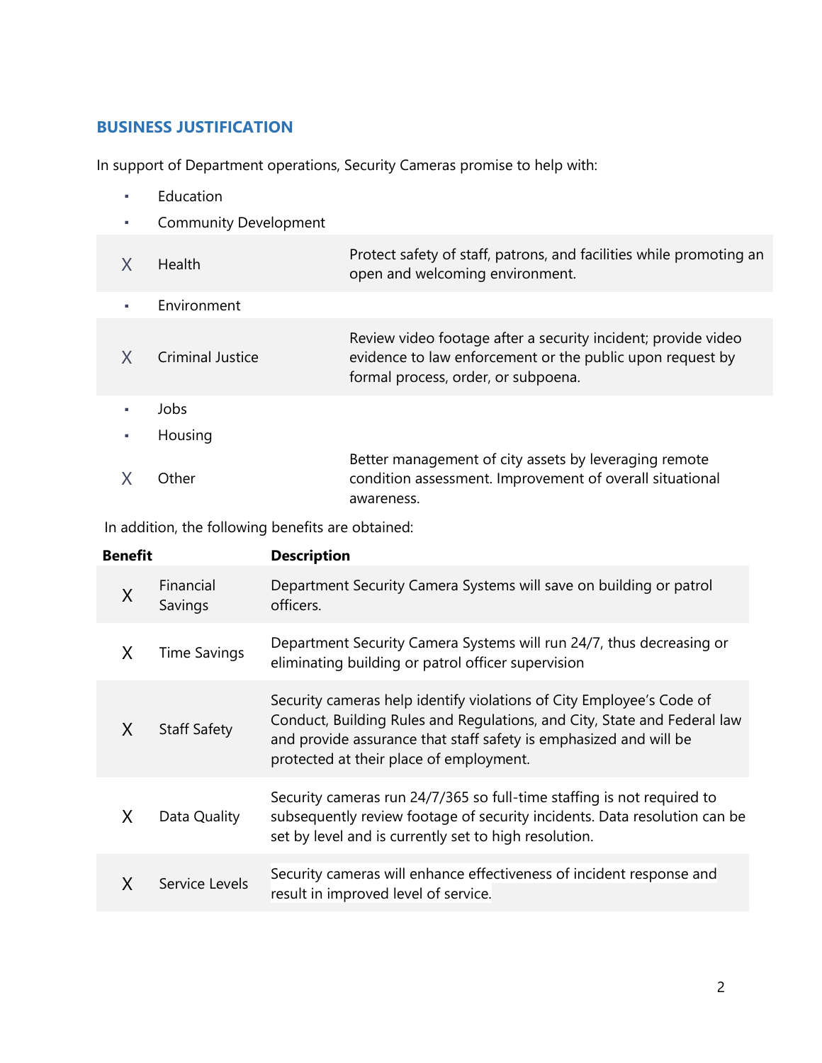## BUSINESS JUSTIFICATION

In support of Department operations, Security Cameras promise to help with:

| | | |
|---|---|---|
| ▪ | Education | |
| ▪ | Community Development | |
| X | Health | Protect safety of staff, patrons, and facilities while promoting an open and welcoming environment. |
| ▪ | Environment | |
| X | Criminal Justice | Review video footage after a security incident; provide video evidence to law enforcement or the public upon request by formal process, order, or subpoena. |
| ▪ | Jobs | |
| ▪ | Housing | |
| X | Other | Better management of city assets by leveraging remote condition assessment. Improvement of overall situational awareness. |

In addition, the following benefits are obtained:

| | Benefit | Description |
|---|---|---|
| X | Financial Savings | Department Security Camera Systems will save on building or patrol officers. |
| X | Time Savings | Department Security Camera Systems will run 24/7, thus decreasing or eliminating building or patrol officer supervision |
| X | Staff Safety | Security cameras help identify violations of City Employee's Code of Conduct, Building Rules and Regulations, and City, State and Federal law and provide assurance that staff safety is emphasized and will be protected at their place of employment. |
| X | Data Quality | Security cameras run 24/7/365 so full-time staffing is not required to subsequently review footage of security incidents. Data resolution can be set by level and is currently set to high resolution. |
| X | Service Levels | Security cameras will enhance effectiveness of incident response and result in improved level of service. |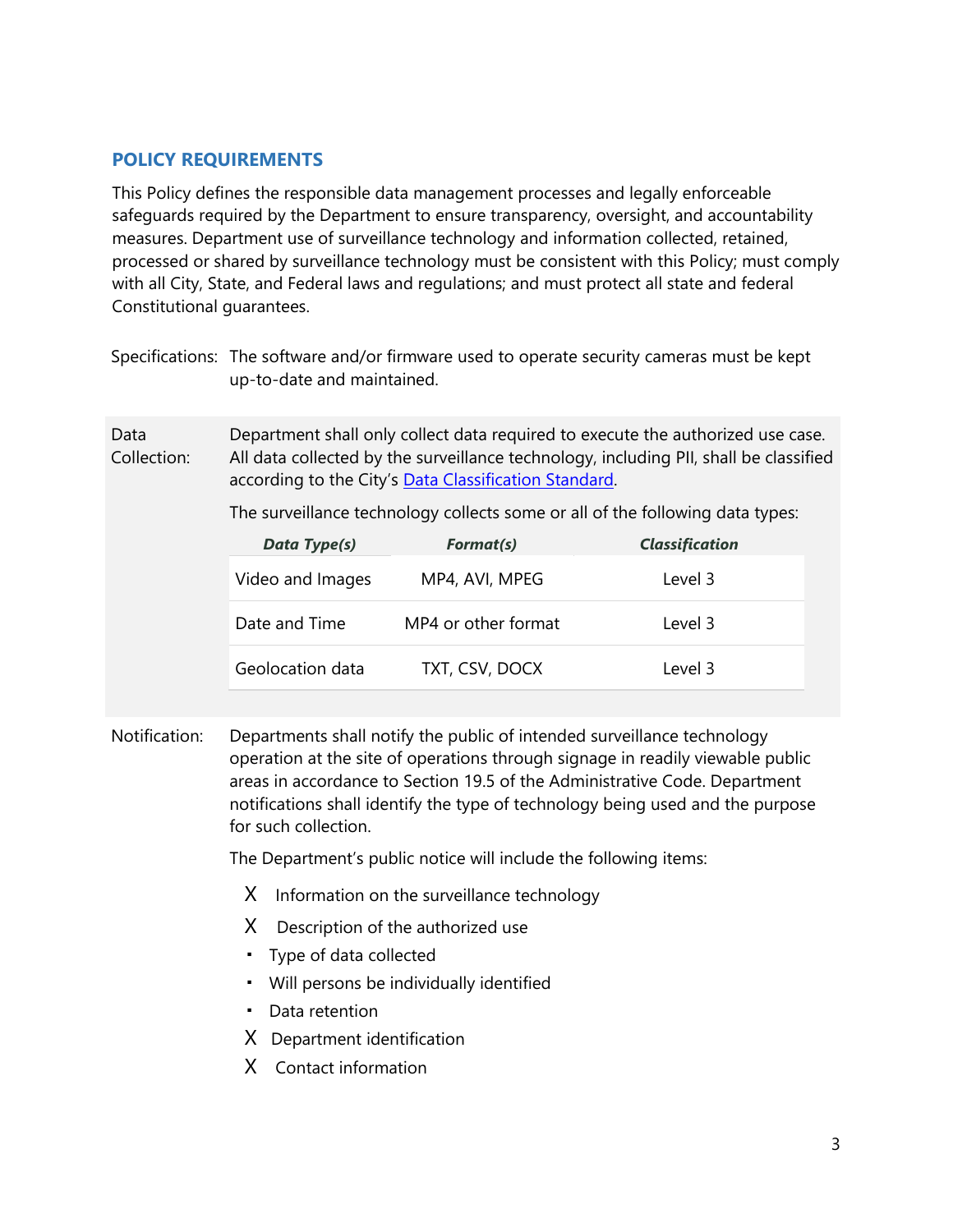## POLICY REQUIREMENTS

This Policy defines the responsible data management processes and legally enforceable safeguards required by the Department to ensure transparency, oversight, and accountability measures. Department use of surveillance technology and information collected, retained, processed or shared by surveillance technology must be consistent with this Policy; must comply with all City, State, and Federal laws and regulations; and must protect all state and federal Constitutional guarantees.

Specifications: The software and/or firmware used to operate security cameras must be kept up-to-date and maintained.

Data Collection: Department shall only collect data required to execute the authorized use case. All data collected by the surveillance technology, including PII, shall be classified according to the City's [Data Classification Standard](Data Classification Standard).

The surveillance technology collects some or all of the following data types:

| ***Data Type(s)*** | ***Format(s)*** | ***Classification*** |
|---|---|---|
| Video and Images | MP4, AVI, MPEG | Level 3 |
| Date and Time | MP4 or other format | Level 3 |
| Geolocation data | TXT, CSV, DOCX | Level 3 |

Notification: Departments shall notify the public of intended surveillance technology operation at the site of operations through signage in readily viewable public areas in accordance to Section 19.5 of the Administrative Code. Department notifications shall identify the type of technology being used and the purpose for such collection.

The Department's public notice will include the following items:

- X Information on the surveillance technology
- X Description of the authorized use
- ▪ Type of data collected
- ▪ Will persons be individually identified
- ▪ Data retention
- X Department identification
- X Contact information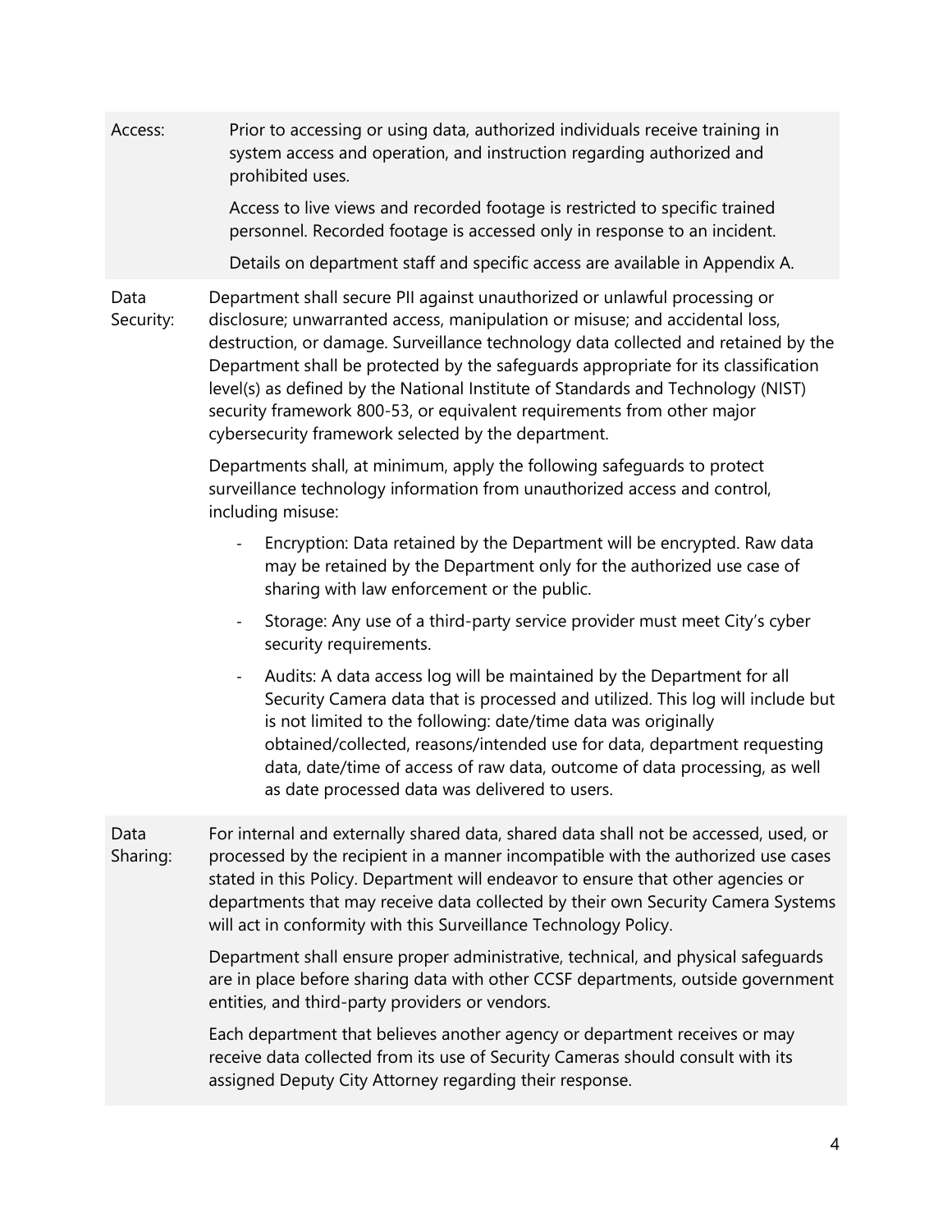| | |
|---|---|
| Access: | Prior to accessing or using data, authorized individuals receive training in system access and operation, and instruction regarding authorized and prohibited uses.<br><br>Access to live views and recorded footage is restricted to specific trained personnel. Recorded footage is accessed only in response to an incident.<br><br>Details on department staff and specific access are available in Appendix A. |
| Data Security: | Department shall secure PII against unauthorized or unlawful processing or disclosure; unwarranted access, manipulation or misuse; and accidental loss, destruction, or damage. Surveillance technology data collected and retained by the Department shall be protected by the safeguards appropriate for its classification level(s) as defined by the National Institute of Standards and Technology (NIST) security framework 800-53, or equivalent requirements from other major cybersecurity framework selected by the department.<br><br>Departments shall, at minimum, apply the following safeguards to protect surveillance technology information from unauthorized access and control, including misuse:<br><br>- Encryption: Data retained by the Department will be encrypted. Raw data may be retained by the Department only for the authorized use case of sharing with law enforcement or the public.<br>- Storage: Any use of a third-party service provider must meet City's cyber security requirements.<br>- Audits: A data access log will be maintained by the Department for all Security Camera data that is processed and utilized. This log will include but is not limited to the following: date/time data was originally obtained/collected, reasons/intended use for data, department requesting data, date/time of access of raw data, outcome of data processing, as well as date processed data was delivered to users. |
| Data Sharing: | For internal and externally shared data, shared data shall not be accessed, used, or processed by the recipient in a manner incompatible with the authorized use cases stated in this Policy. Department will endeavor to ensure that other agencies or departments that may receive data collected by their own Security Camera Systems will act in conformity with this Surveillance Technology Policy.<br><br>Department shall ensure proper administrative, technical, and physical safeguards are in place before sharing data with other CCSF departments, outside government entities, and third-party providers or vendors.<br><br>Each department that believes another agency or department receives or may receive data collected from its use of Security Cameras should consult with its assigned Deputy City Attorney regarding their response. |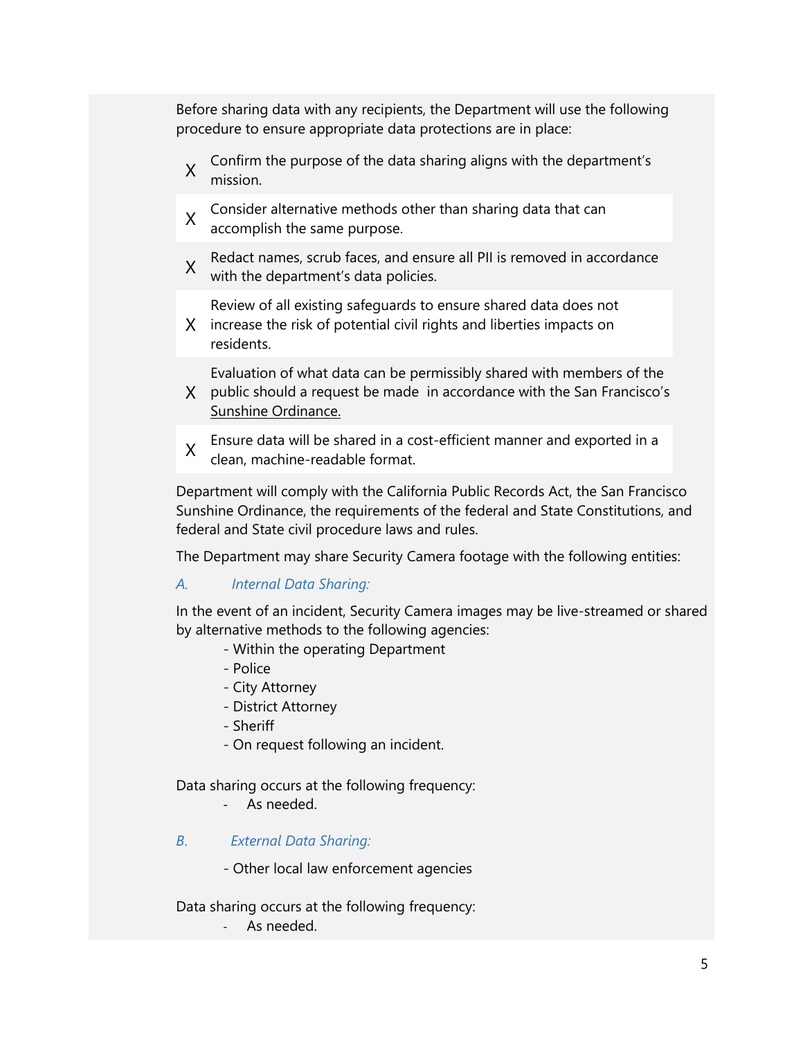Before sharing data with any recipients, the Department will use the following procedure to ensure appropriate data protections are in place:

| | |
|---|---|
| X | Confirm the purpose of the data sharing aligns with the department's mission. |
| X | Consider alternative methods other than sharing data that can accomplish the same purpose. |
| X | Redact names, scrub faces, and ensure all PII is removed in accordance with the department's data policies. |
| X | Review of all existing safeguards to ensure shared data does not increase the risk of potential civil rights and liberties impacts on residents. |
| X | Evaluation of what data can be permissibly shared with members of the public should a request be made in accordance with the San Francisco's Sunshine Ordinance. |
| X | Ensure data will be shared in a cost-efficient manner and exported in a clean, machine-readable format. |

Department will comply with the California Public Records Act, the San Francisco Sunshine Ordinance, the requirements of the federal and State Constitutions, and federal and State civil procedure laws and rules.

The Department may share Security Camera footage with the following entities:

*A. Internal Data Sharing:*

In the event of an incident, Security Camera images may be live-streamed or shared by alternative methods to the following agencies:

- Within the operating Department
- Police
- City Attorney
- District Attorney
- Sheriff
- On request following an incident.

Data sharing occurs at the following frequency:

- As needed.

*B. External Data Sharing:*

- Other local law enforcement agencies

Data sharing occurs at the following frequency:

- As needed.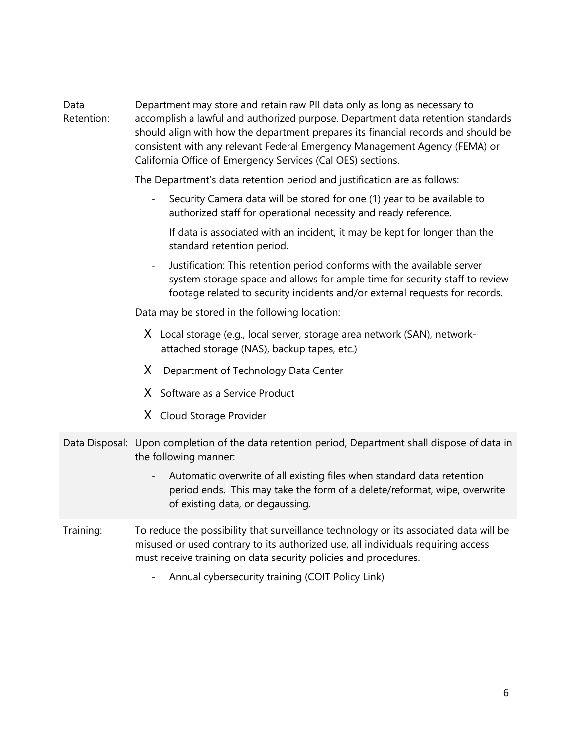| | |
|---|---|
| Data Retention: | Department may store and retain raw PII data only as long as necessary to accomplish a lawful and authorized purpose. Department data retention standards should align with how the department prepares its financial records and should be consistent with any relevant Federal Emergency Management Agency (FEMA) or California Office of Emergency Services (Cal OES) sections.<br><br>The Department's data retention period and justification are as follows:<br><br>- Security Camera data will be stored for one (1) year to be available to authorized staff for operational necessity and ready reference.<br><br>  If data is associated with an incident, it may be kept for longer than the standard retention period.<br><br>- Justification: This retention period conforms with the available server system storage space and allows for ample time for security staff to review footage related to security incidents and/or external requests for records.<br><br>Data may be stored in the following location:<br><br>X Local storage (e.g., local server, storage area network (SAN), network-attached storage (NAS), backup tapes, etc.)<br><br>X Department of Technology Data Center<br><br>X Software as a Service Product<br><br>X Cloud Storage Provider |
| Data Disposal: | Upon completion of the data retention period, Department shall dispose of data in the following manner:<br><br>- Automatic overwrite of all existing files when standard data retention period ends. This may take the form of a delete/reformat, wipe, overwrite of existing data, or degaussing. |
| Training: | To reduce the possibility that surveillance technology or its associated data will be misused or used contrary to its authorized use, all individuals requiring access must receive training on data security policies and procedures.<br><br>- Annual cybersecurity training (COIT Policy Link) |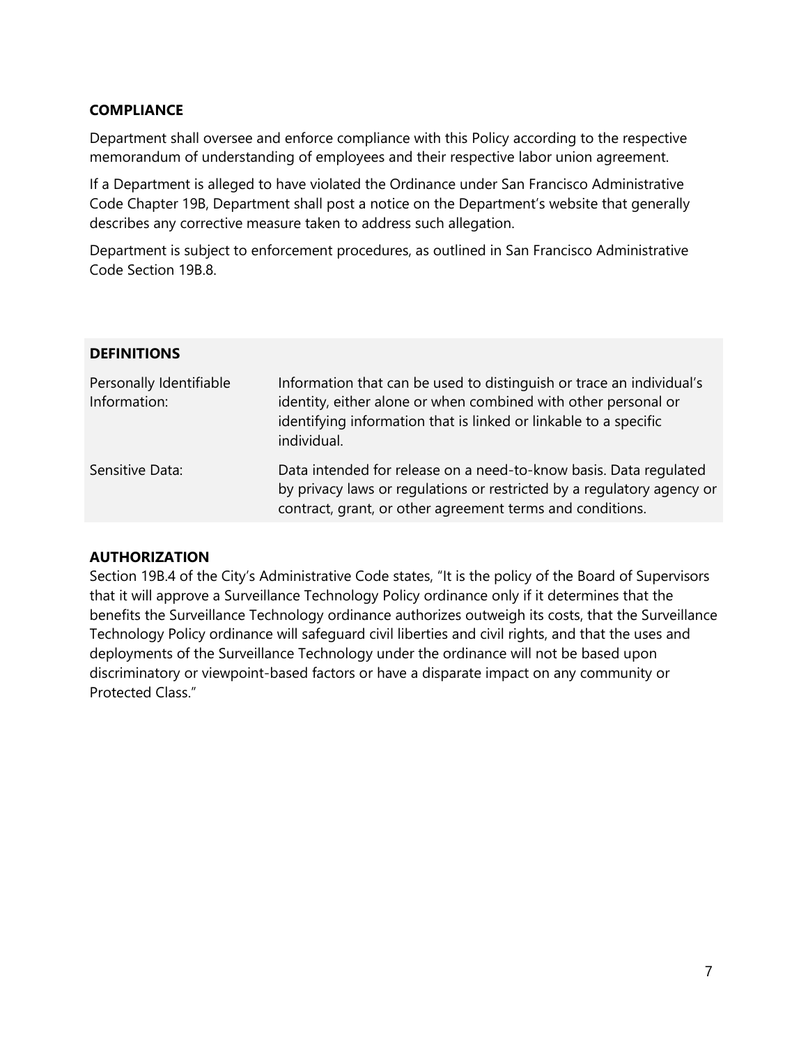**COMPLIANCE**

Department shall oversee and enforce compliance with this Policy according to the respective memorandum of understanding of employees and their respective labor union agreement.

If a Department is alleged to have violated the Ordinance under San Francisco Administrative Code Chapter 19B, Department shall post a notice on the Department's website that generally describes any corrective measure taken to address such allegation.

Department is subject to enforcement procedures, as outlined in San Francisco Administrative Code Section 19B.8.

| **DEFINITIONS** | |
|---|---|
| Personally Identifiable Information: | Information that can be used to distinguish or trace an individual's identity, either alone or when combined with other personal or identifying information that is linked or linkable to a specific individual. |
| Sensitive Data: | Data intended for release on a need-to-know basis. Data regulated by privacy laws or regulations or restricted by a regulatory agency or contract, grant, or other agreement terms and conditions. |

**AUTHORIZATION**

Section 19B.4 of the City's Administrative Code states, "It is the policy of the Board of Supervisors that it will approve a Surveillance Technology Policy ordinance only if it determines that the benefits the Surveillance Technology ordinance authorizes outweigh its costs, that the Surveillance Technology Policy ordinance will safeguard civil liberties and civil rights, and that the uses and deployments of the Surveillance Technology under the ordinance will not be based upon discriminatory or viewpoint-based factors or have a disparate impact on any community or Protected Class."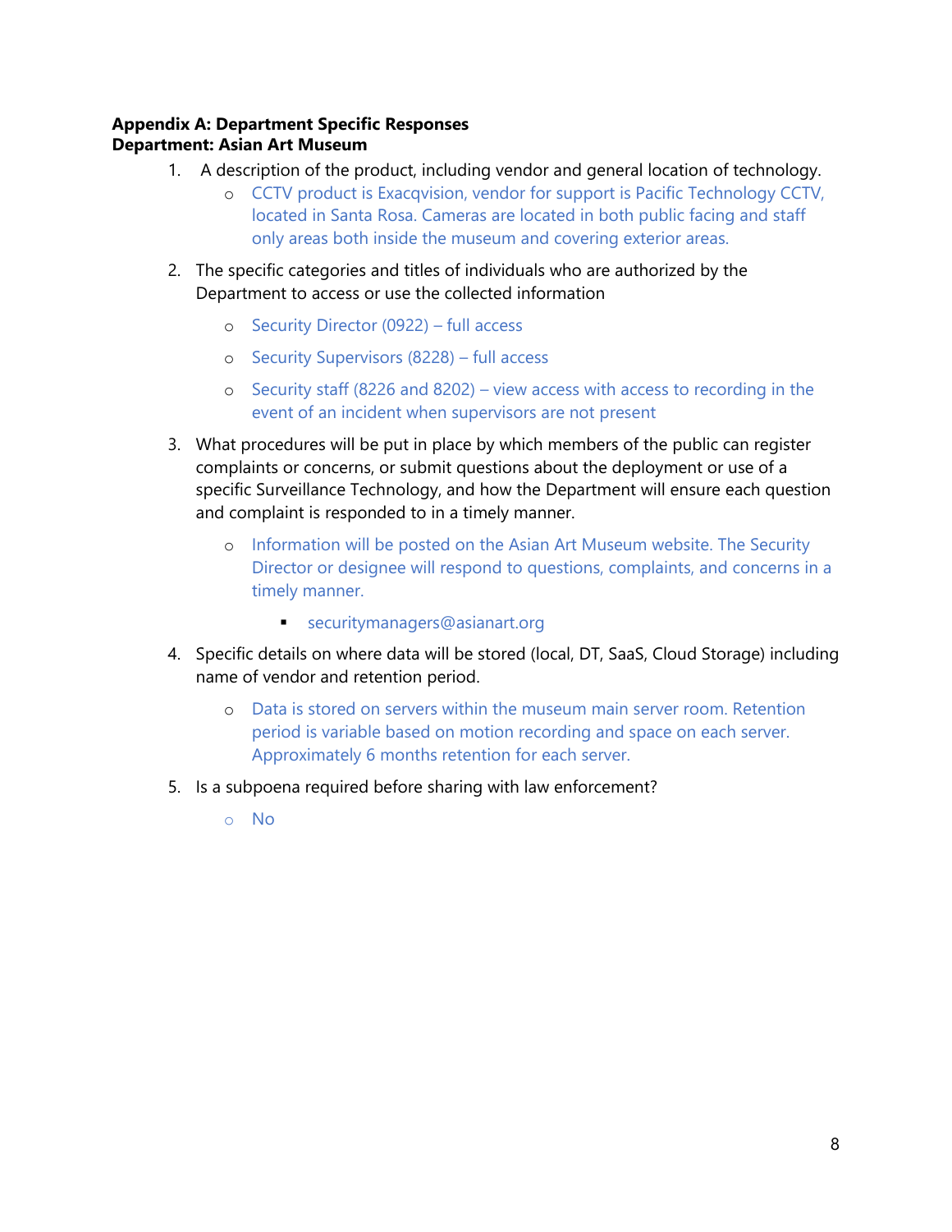**Appendix A: Department Specific Responses**
**Department: Asian Art Museum**

1. A description of the product, including vendor and general location of technology.
   - CCTV product is Exacqvision, vendor for support is Pacific Technology CCTV, located in Santa Rosa. Cameras are located in both public facing and staff only areas both inside the museum and covering exterior areas.
2. The specific categories and titles of individuals who are authorized by the Department to access or use the collected information
   - Security Director (0922) – full access
   - Security Supervisors (8228) – full access
   - Security staff (8226 and 8202) – view access with access to recording in the event of an incident when supervisors are not present
3. What procedures will be put in place by which members of the public can register complaints or concerns, or submit questions about the deployment or use of a specific Surveillance Technology, and how the Department will ensure each question and complaint is responded to in a timely manner.
   - Information will be posted on the Asian Art Museum website. The Security Director or designee will respond to questions, complaints, and concerns in a timely manner.
     - securitymanagers@asianart.org
4. Specific details on where data will be stored (local, DT, SaaS, Cloud Storage) including name of vendor and retention period.
   - Data is stored on servers within the museum main server room. Retention period is variable based on motion recording and space on each server. Approximately 6 months retention for each server.
5. Is a subpoena required before sharing with law enforcement?
   - No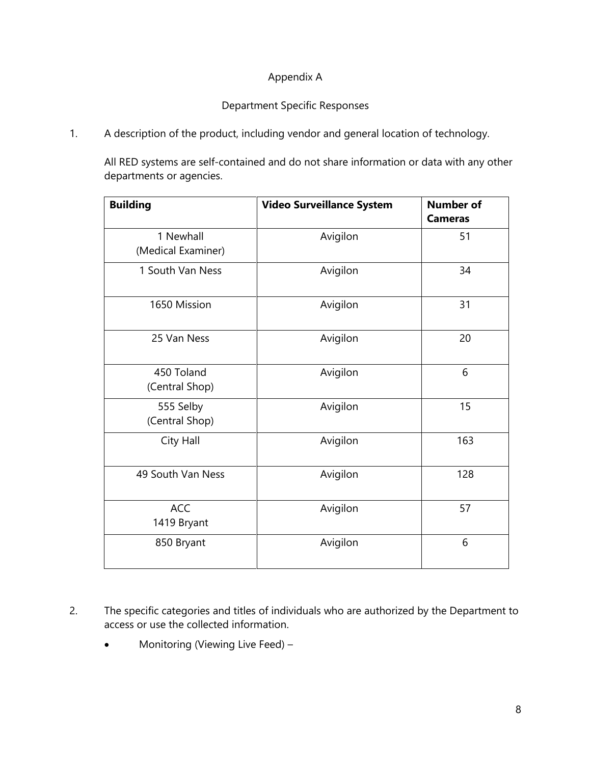Appendix A

Department Specific Responses

1. A description of the product, including vendor and general location of technology.

   All RED systems are self-contained and do not share information or data with any other departments or agencies.

| Building | Video Surveillance System | Number of Cameras |
|---|---|---|
| 1 Newhall (Medical Examiner) | Avigilon | 51 |
| 1 South Van Ness | Avigilon | 34 |
| 1650 Mission | Avigilon | 31 |
| 25 Van Ness | Avigilon | 20 |
| 450 Toland (Central Shop) | Avigilon | 6 |
| 555 Selby (Central Shop) | Avigilon | 15 |
| City Hall | Avigilon | 163 |
| 49 South Van Ness | Avigilon | 128 |
| ACC 1419 Bryant | Avigilon | 57 |
| 850 Bryant | Avigilon | 6 |

2. The specific categories and titles of individuals who are authorized by the Department to access or use the collected information.

   - Monitoring (Viewing Live Feed) –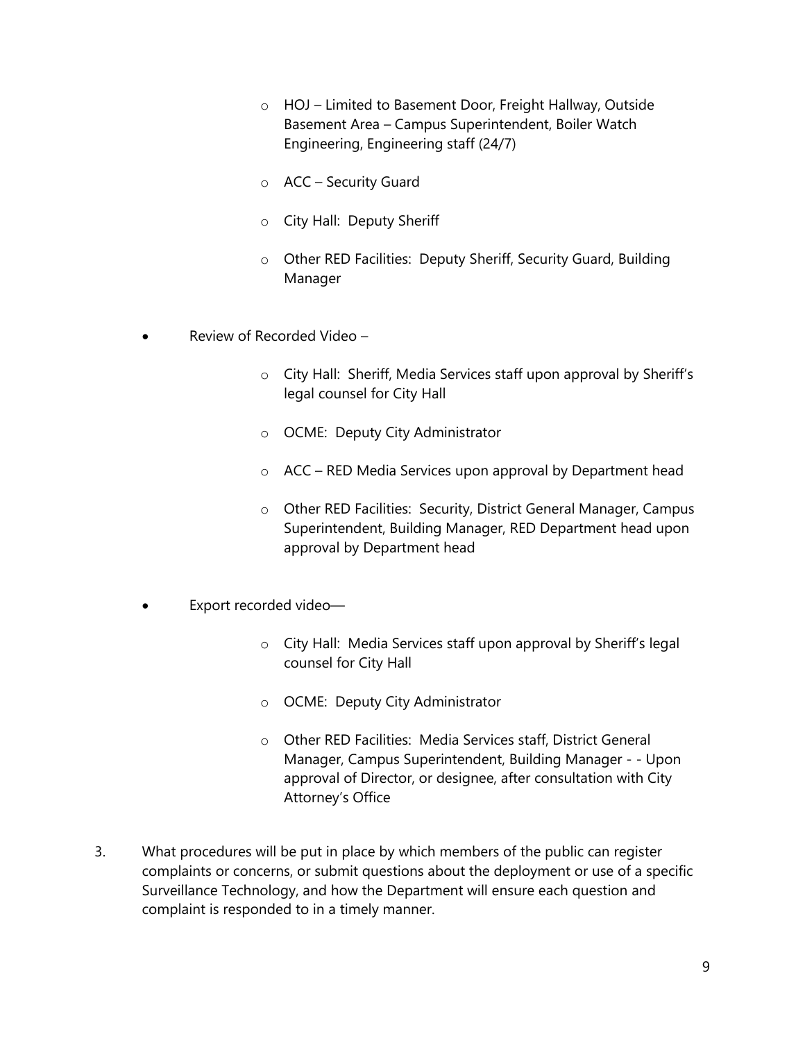- HOJ – Limited to Basement Door, Freight Hallway, Outside Basement Area – Campus Superintendent, Boiler Watch Engineering, Engineering staff (24/7)
  - ACC – Security Guard
  - City Hall: Deputy Sheriff
  - Other RED Facilities: Deputy Sheriff, Security Guard, Building Manager

- Review of Recorded Video –
  - City Hall: Sheriff, Media Services staff upon approval by Sheriff's legal counsel for City Hall
  - OCME: Deputy City Administrator
  - ACC – RED Media Services upon approval by Department head
  - Other RED Facilities: Security, District General Manager, Campus Superintendent, Building Manager, RED Department head upon approval by Department head

- Export recorded video—
  - City Hall: Media Services staff upon approval by Sheriff's legal counsel for City Hall
  - OCME: Deputy City Administrator
  - Other RED Facilities: Media Services staff, District General Manager, Campus Superintendent, Building Manager - - Upon approval of Director, or designee, after consultation with City Attorney's Office

3. What procedures will be put in place by which members of the public can register complaints or concerns, or submit questions about the deployment or use of a specific Surveillance Technology, and how the Department will ensure each question and complaint is responded to in a timely manner.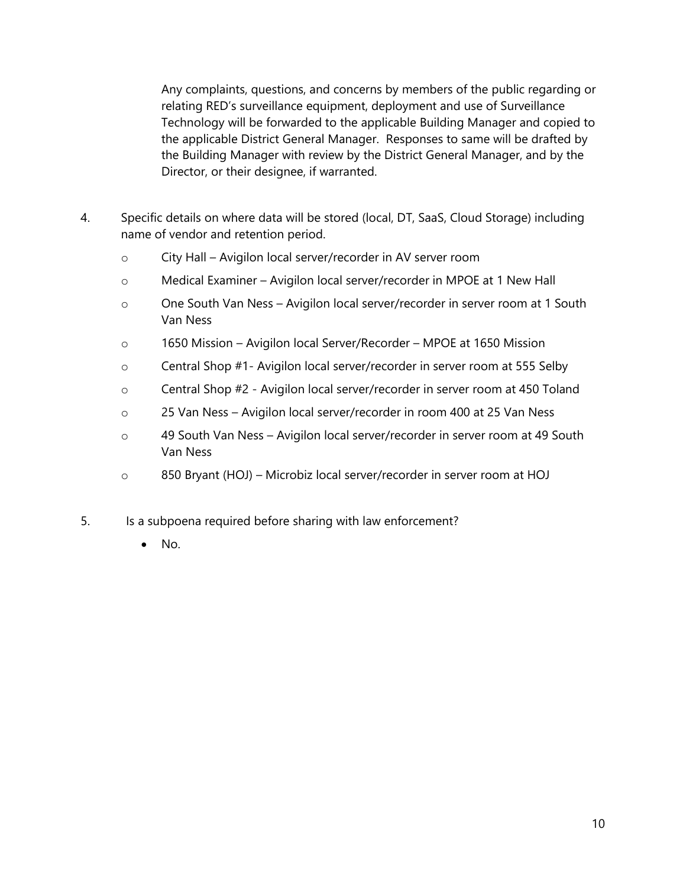Any complaints, questions, and concerns by members of the public regarding or relating RED's surveillance equipment, deployment and use of Surveillance Technology will be forwarded to the applicable Building Manager and copied to the applicable District General Manager. Responses to same will be drafted by the Building Manager with review by the District General Manager, and by the Director, or their designee, if warranted.

4. Specific details on where data will be stored (local, DT, SaaS, Cloud Storage) including name of vendor and retention period.

   - City Hall – Avigilon local server/recorder in AV server room
   - Medical Examiner – Avigilon local server/recorder in MPOE at 1 New Hall
   - One South Van Ness – Avigilon local server/recorder in server room at 1 South Van Ness
   - 1650 Mission – Avigilon local Server/Recorder – MPOE at 1650 Mission
   - Central Shop #1- Avigilon local server/recorder in server room at 555 Selby
   - Central Shop #2 - Avigilon local server/recorder in server room at 450 Toland
   - 25 Van Ness – Avigilon local server/recorder in room 400 at 25 Van Ness
   - 49 South Van Ness – Avigilon local server/recorder in server room at 49 South Van Ness
   - 850 Bryant (HOJ) – Microbiz local server/recorder in server room at HOJ

5. Is a subpoena required before sharing with law enforcement?

   - No.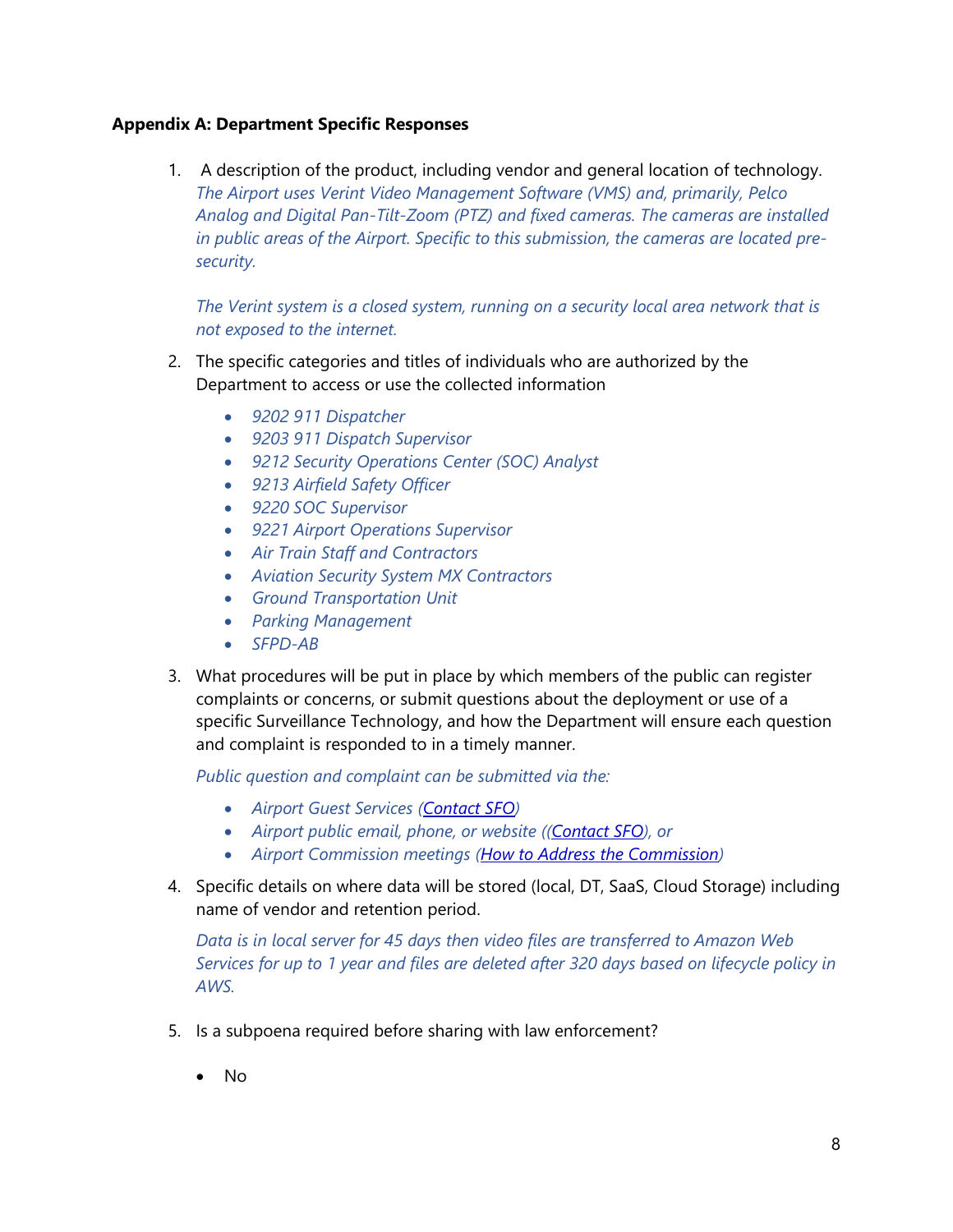**Appendix A: Department Specific Responses**

1. A description of the product, including vendor and general location of technology.
   *The Airport uses Verint Video Management Software (VMS) and, primarily, Pelco Analog and Digital Pan-Tilt-Zoom (PTZ) and fixed cameras. The cameras are installed in public areas of the Airport. Specific to this submission, the cameras are located pre-security.*

   *The Verint system is a closed system, running on a security local area network that is not exposed to the internet.*

2. The specific categories and titles of individuals who are authorized by the Department to access or use the collected information
   - *9202 911 Dispatcher*
   - *9203 911 Dispatch Supervisor*
   - *9212 Security Operations Center (SOC) Analyst*
   - *9213 Airfield Safety Officer*
   - *9220 SOC Supervisor*
   - *9221 Airport Operations Supervisor*
   - *Air Train Staff and Contractors*
   - *Aviation Security System MX Contractors*
   - *Ground Transportation Unit*
   - *Parking Management*
   - *SFPD-AB*

3. What procedures will be put in place by which members of the public can register complaints or concerns, or submit questions about the deployment or use of a specific Surveillance Technology, and how the Department will ensure each question and complaint is responded to in a timely manner.

   *Public question and complaint can be submitted via the:*
   - *Airport Guest Services (Contact SFO)*
   - *Airport public email, phone, or website ((Contact SFO), or*
   - *Airport Commission meetings (How to Address the Commission)*

4. Specific details on where data will be stored (local, DT, SaaS, Cloud Storage) including name of vendor and retention period.

   *Data is in local server for 45 days then video files are transferred to Amazon Web Services for up to 1 year and files are deleted after 320 days based on lifecycle policy in AWS.*

5. Is a subpoena required before sharing with law enforcement?
   - No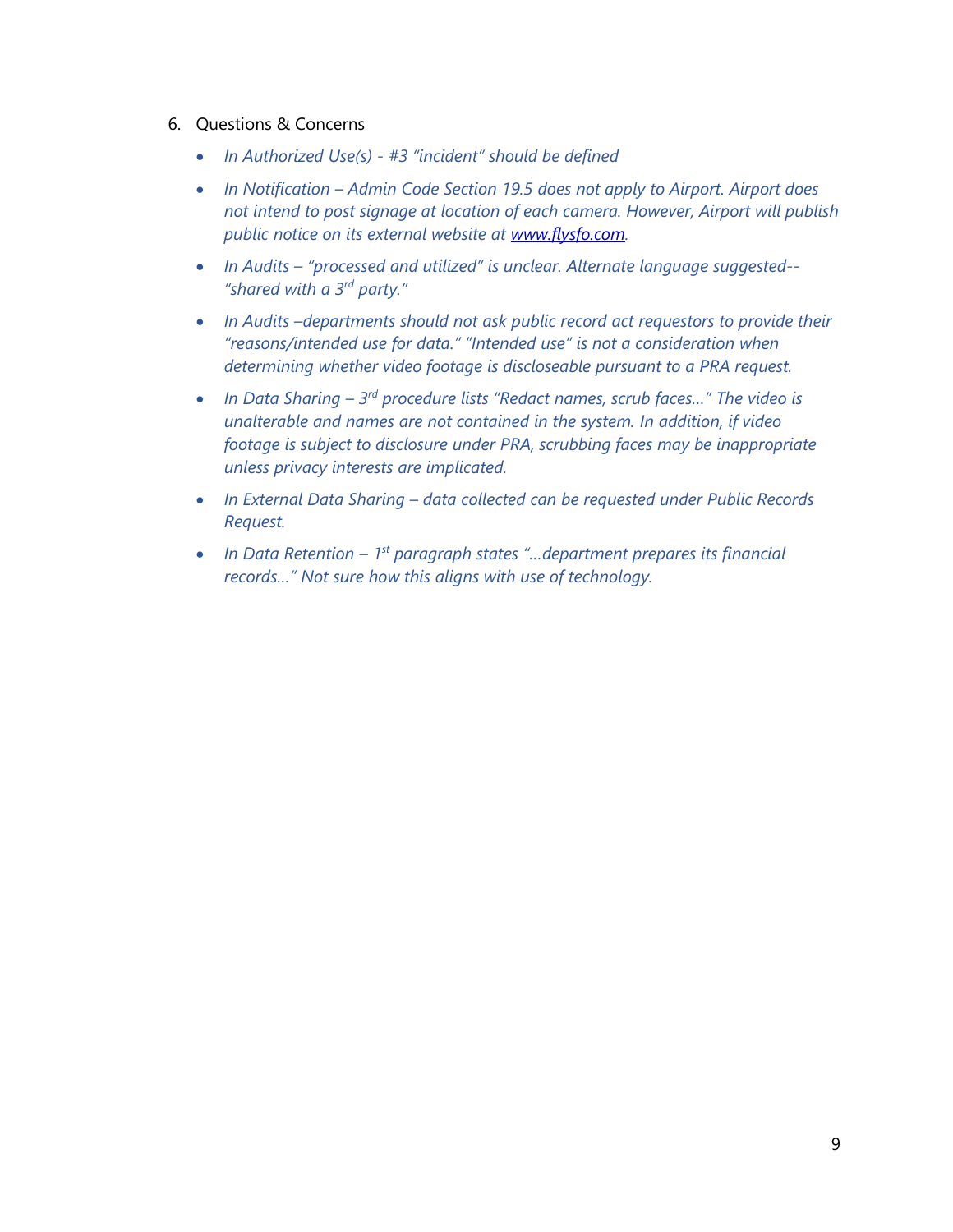6. Questions & Concerns

   - *In Authorized Use(s) - #3 "incident" should be defined*
   - *In Notification – Admin Code Section 19.5 does not apply to Airport. Airport does not intend to post signage at location of each camera. However, Airport will publish public notice on its external website at [www.flysfo.com](http://www.flysfo.com).*
   - *In Audits – "processed and utilized" is unclear. Alternate language suggested-- "shared with a 3rd party."*
   - *In Audits –departments should not ask public record act requestors to provide their "reasons/intended use for data." "Intended use" is not a consideration when determining whether video footage is discloseable pursuant to a PRA request.*
   - *In Data Sharing – 3rd procedure lists "Redact names, scrub faces…" The video is unalterable and names are not contained in the system. In addition, if video footage is subject to disclosure under PRA, scrubbing faces may be inappropriate unless privacy interests are implicated.*
   - *In External Data Sharing – data collected can be requested under Public Records Request.*
   - *In Data Retention – 1st paragraph states "…department prepares its financial records…" Not sure how this aligns with use of technology.*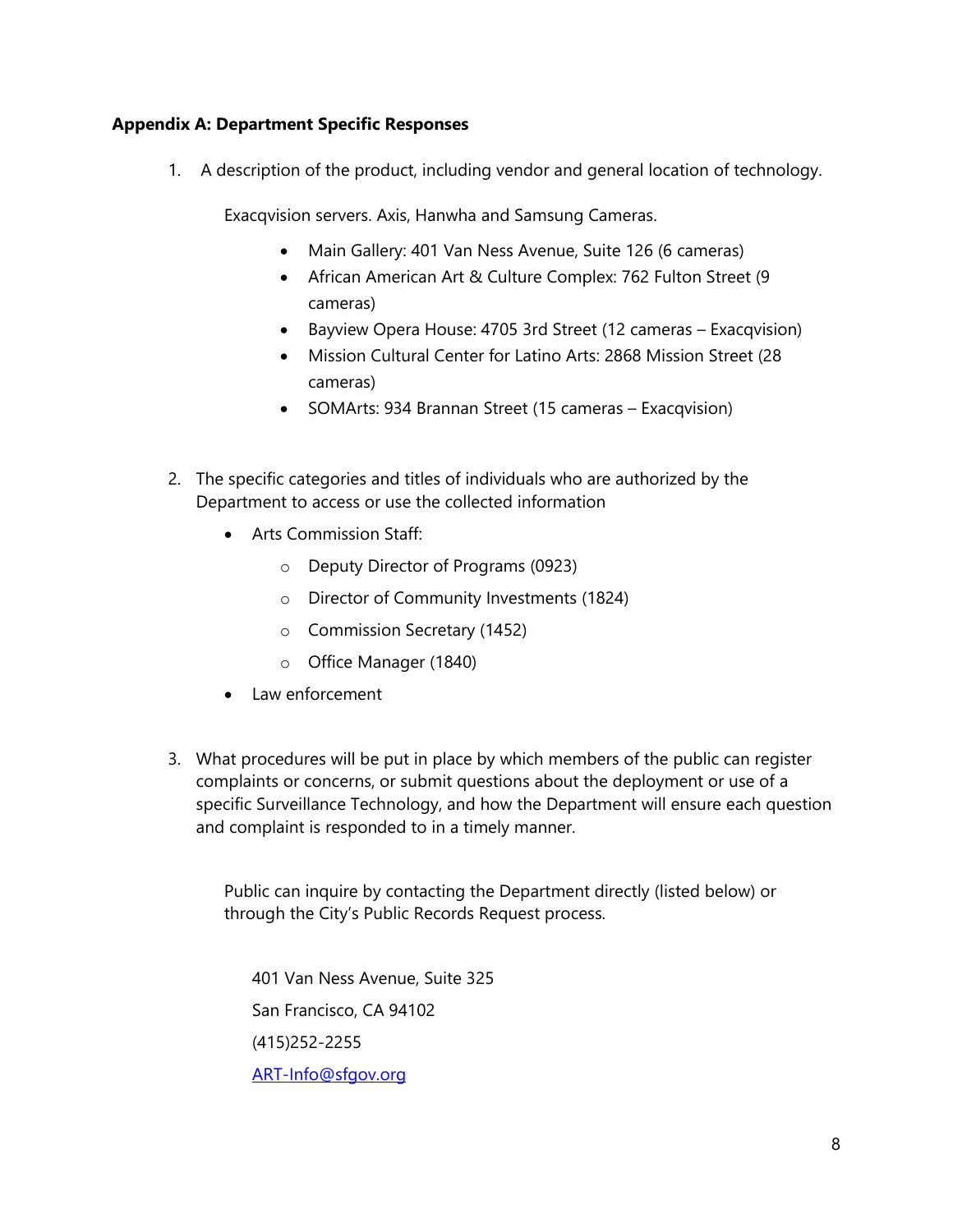**Appendix A: Department Specific Responses**

1. A description of the product, including vendor and general location of technology.

   Exacqvision servers. Axis, Hanwha and Samsung Cameras.

   - Main Gallery: 401 Van Ness Avenue, Suite 126 (6 cameras)
   - African American Art & Culture Complex: 762 Fulton Street (9 cameras)
   - Bayview Opera House: 4705 3rd Street (12 cameras – Exacqvision)
   - Mission Cultural Center for Latino Arts: 2868 Mission Street (28 cameras)
   - SOMArts: 934 Brannan Street (15 cameras – Exacqvision)

2. The specific categories and titles of individuals who are authorized by the Department to access or use the collected information

   - Arts Commission Staff:
     - Deputy Director of Programs (0923)
     - Director of Community Investments (1824)
     - Commission Secretary (1452)
     - Office Manager (1840)
   - Law enforcement

3. What procedures will be put in place by which members of the public can register complaints or concerns, or submit questions about the deployment or use of a specific Surveillance Technology, and how the Department will ensure each question and complaint is responded to in a timely manner.

   Public can inquire by contacting the Department directly (listed below) or through the City's Public Records Request process.

   401 Van Ness Avenue, Suite 325
   San Francisco, CA 94102
   (415)252-2255
   ART-Info@sfgov.org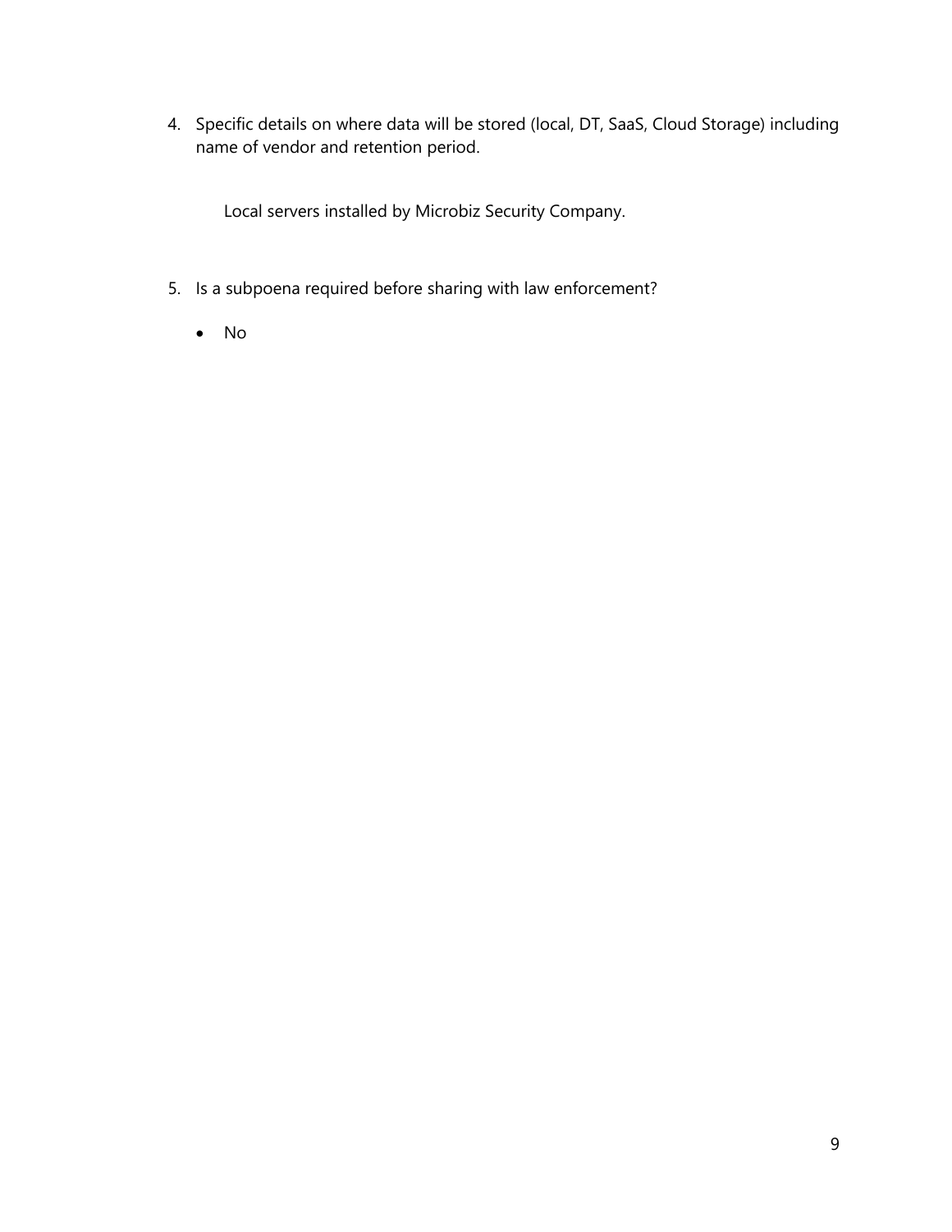4. Specific details on where data will be stored (local, DT, SaaS, Cloud Storage) including name of vendor and retention period.

   Local servers installed by Microbiz Security Company.

5. Is a subpoena required before sharing with law enforcement?

   - No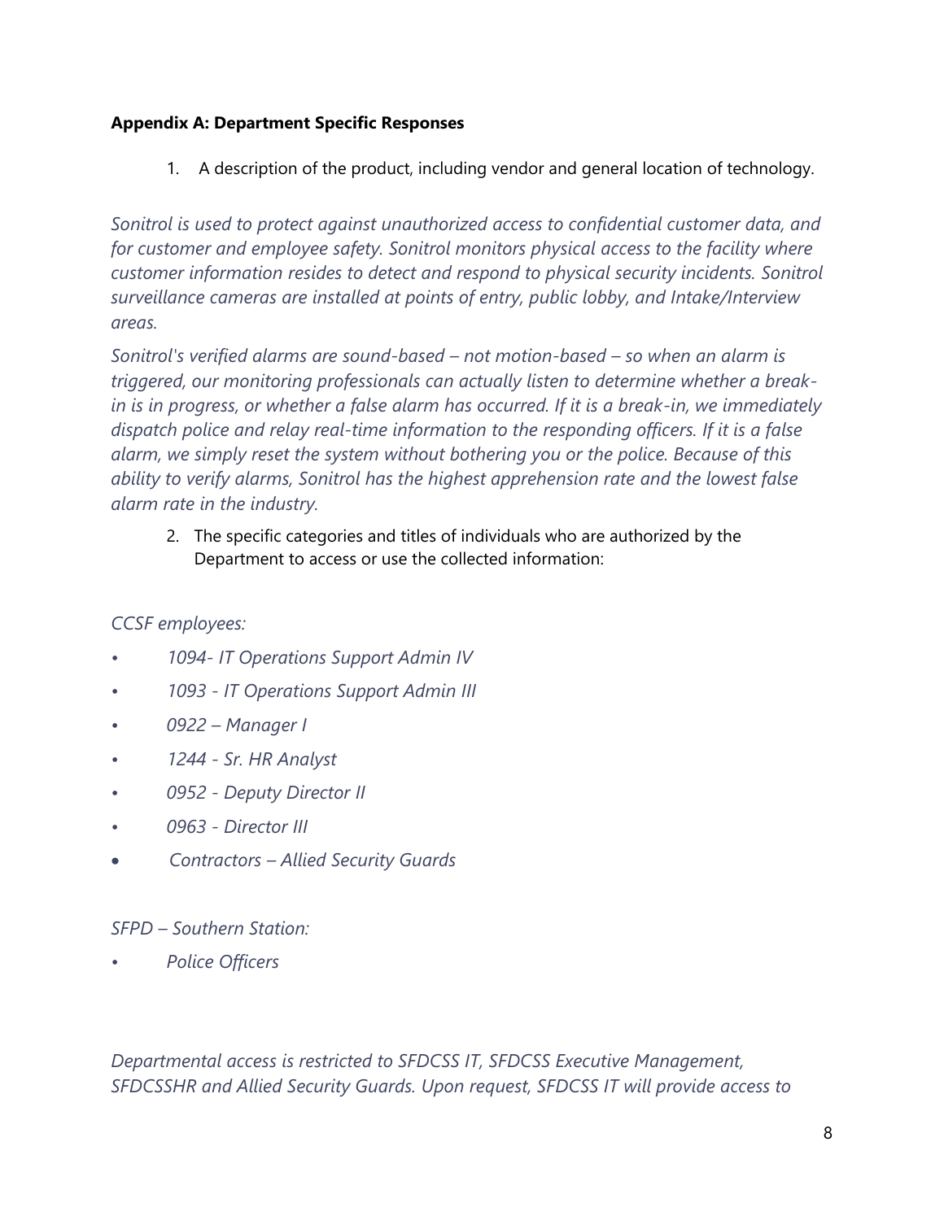**Appendix A: Department Specific Responses**

1. A description of the product, including vendor and general location of technology.

*Sonitrol is used to protect against unauthorized access to confidential customer data, and for customer and employee safety. Sonitrol monitors physical access to the facility where customer information resides to detect and respond to physical security incidents. Sonitrol surveillance cameras are installed at points of entry, public lobby, and Intake/Interview areas.*

*Sonitrol's verified alarms are sound-based – not motion-based – so when an alarm is triggered, our monitoring professionals can actually listen to determine whether a break-in is in progress, or whether a false alarm has occurred. If it is a break-in, we immediately dispatch police and relay real-time information to the responding officers. If it is a false alarm, we simply reset the system without bothering you or the police. Because of this ability to verify alarms, Sonitrol has the highest apprehension rate and the lowest false alarm rate in the industry.*

2. The specific categories and titles of individuals who are authorized by the Department to access or use the collected information:

*CCSF employees:*

- *1094- IT Operations Support Admin IV*
- *1093 - IT Operations Support Admin III*
- *0922 – Manager I*
- *1244 - Sr. HR Analyst*
- *0952 - Deputy Director II*
- *0963 - Director III*
- *Contractors – Allied Security Guards*

*SFPD – Southern Station:*

- *Police Officers*

*Departmental access is restricted to SFDCSS IT, SFDCSS Executive Management, SFDCSSHR and Allied Security Guards. Upon request, SFDCSS IT will provide access to*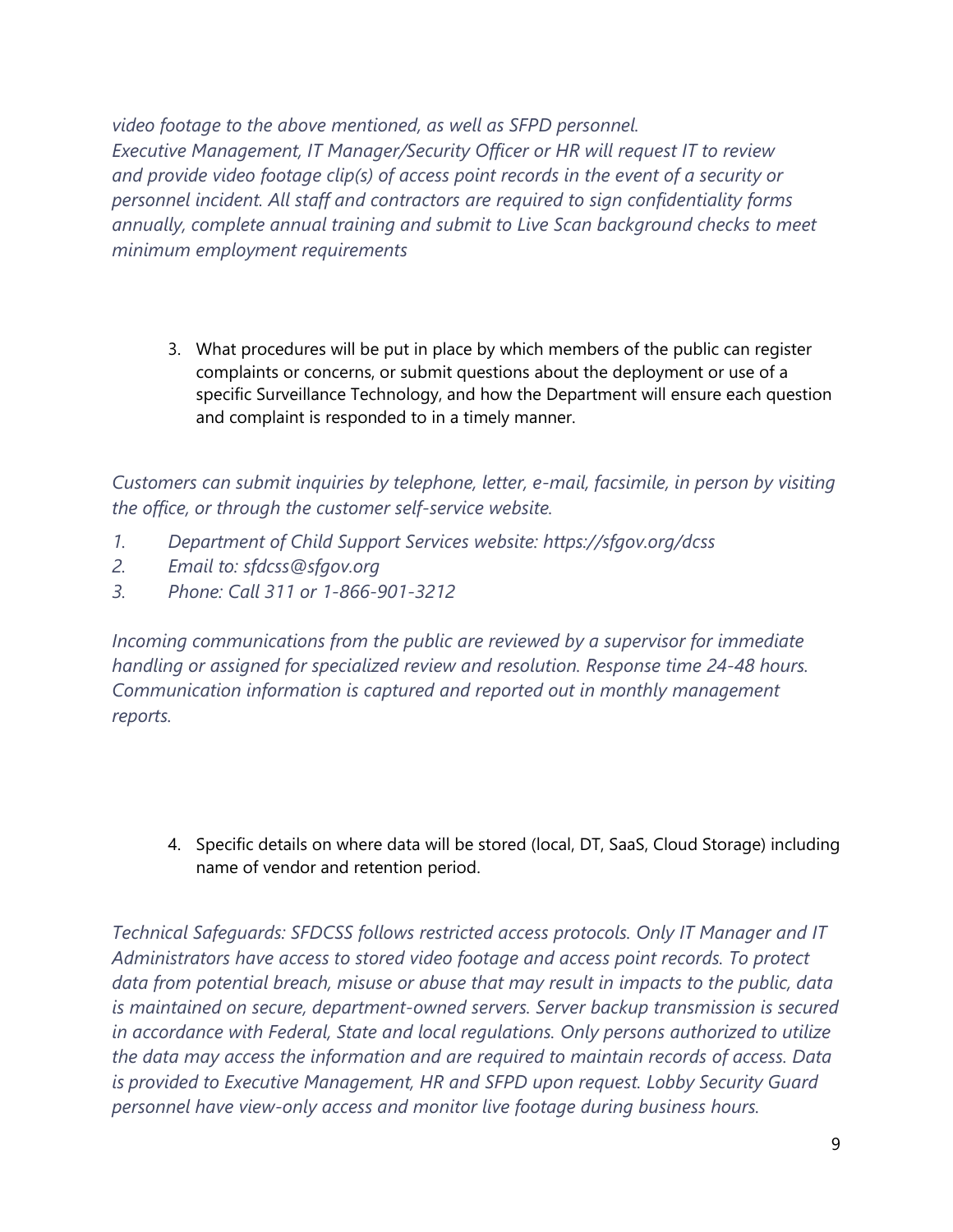*video footage to the above mentioned, as well as SFPD personnel.*
*Executive Management, IT Manager/Security Officer or HR will request IT to review and provide video footage clip(s) of access point records in the event of a security or personnel incident. All staff and contractors are required to sign confidentiality forms annually, complete annual training and submit to Live Scan background checks to meet minimum employment requirements*

3. What procedures will be put in place by which members of the public can register complaints or concerns, or submit questions about the deployment or use of a specific Surveillance Technology, and how the Department will ensure each question and complaint is responded to in a timely manner.

*Customers can submit inquiries by telephone, letter, e-mail, facsimile, in person by visiting the office, or through the customer self-service website.*

1. *Department of Child Support Services website: https://sfgov.org/dcss*
2. *Email to: sfdcss@sfgov.org*
3. *Phone: Call 311 or 1-866-901-3212*

*Incoming communications from the public are reviewed by a supervisor for immediate handling or assigned for specialized review and resolution. Response time 24-48 hours. Communication information is captured and reported out in monthly management reports.*

4. Specific details on where data will be stored (local, DT, SaaS, Cloud Storage) including name of vendor and retention period.

*Technical Safeguards: SFDCSS follows restricted access protocols. Only IT Manager and IT Administrators have access to stored video footage and access point records. To protect data from potential breach, misuse or abuse that may result in impacts to the public, data is maintained on secure, department-owned servers. Server backup transmission is secured in accordance with Federal, State and local regulations. Only persons authorized to utilize the data may access the information and are required to maintain records of access. Data is provided to Executive Management, HR and SFPD upon request. Lobby Security Guard personnel have view-only access and monitor live footage during business hours.*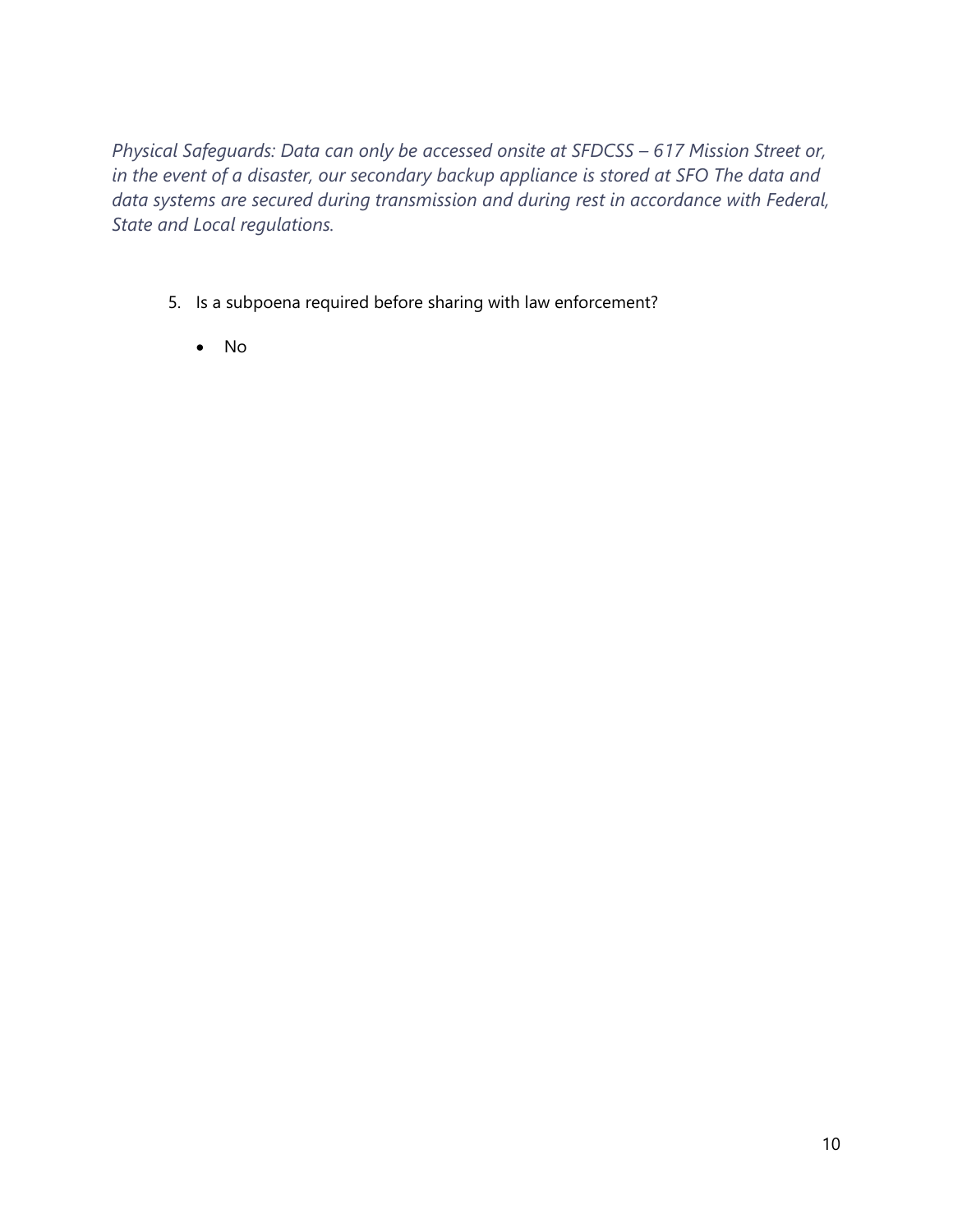*Physical Safeguards: Data can only be accessed onsite at SFDCSS – 617 Mission Street or, in the event of a disaster, our secondary backup appliance is stored at SFO The data and data systems are secured during transmission and during rest in accordance with Federal, State and Local regulations.*

5. Is a subpoena required before sharing with law enforcement?

    - No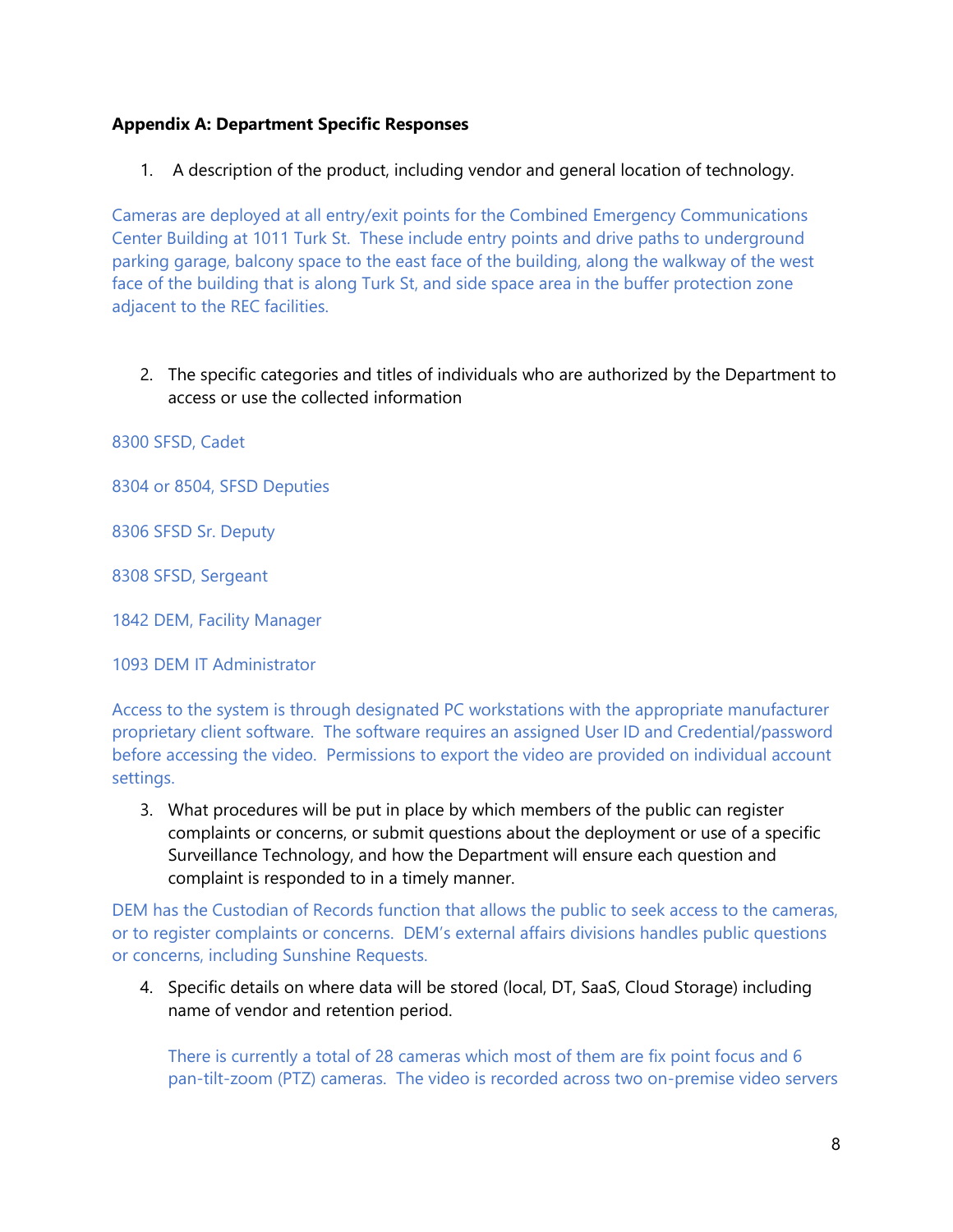**Appendix A: Department Specific Responses**

1. A description of the product, including vendor and general location of technology.

Cameras are deployed at all entry/exit points for the Combined Emergency Communications Center Building at 1011 Turk St. These include entry points and drive paths to underground parking garage, balcony space to the east face of the building, along the walkway of the west face of the building that is along Turk St, and side space area in the buffer protection zone adjacent to the REC facilities.

2. The specific categories and titles of individuals who are authorized by the Department to access or use the collected information

8300 SFSD, Cadet

8304 or 8504, SFSD Deputies

8306 SFSD Sr. Deputy

8308 SFSD, Sergeant

1842 DEM, Facility Manager

1093 DEM IT Administrator

Access to the system is through designated PC workstations with the appropriate manufacturer proprietary client software. The software requires an assigned User ID and Credential/password before accessing the video. Permissions to export the video are provided on individual account settings.

3. What procedures will be put in place by which members of the public can register complaints or concerns, or submit questions about the deployment or use of a specific Surveillance Technology, and how the Department will ensure each question and complaint is responded to in a timely manner.

DEM has the Custodian of Records function that allows the public to seek access to the cameras, or to register complaints or concerns. DEM's external affairs divisions handles public questions or concerns, including Sunshine Requests.

4. Specific details on where data will be stored (local, DT, SaaS, Cloud Storage) including name of vendor and retention period.

   There is currently a total of 28 cameras which most of them are fix point focus and 6 pan-tilt-zoom (PTZ) cameras. The video is recorded across two on-premise video servers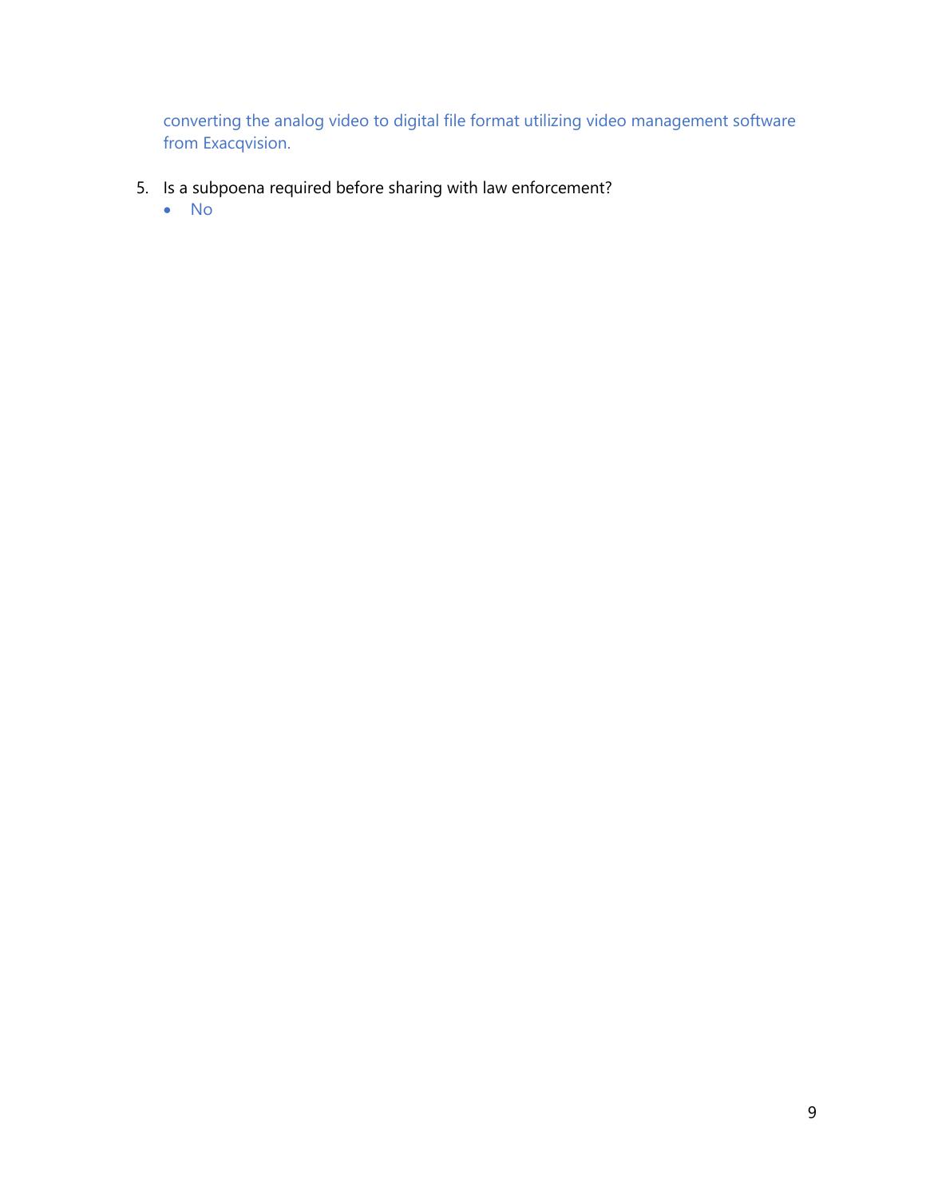converting the analog video to digital file format utilizing video management software from Exacqvision.

5. Is a subpoena required before sharing with law enforcement?
   - No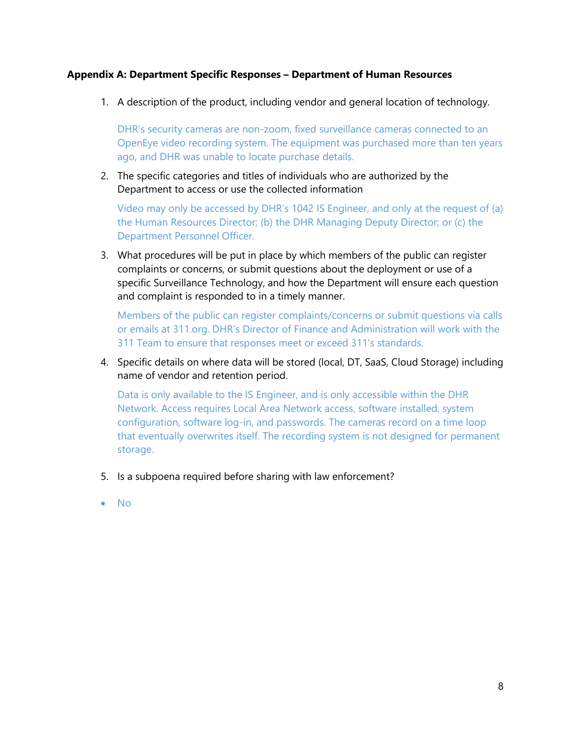**Appendix A: Department Specific Responses – Department of Human Resources**

1. A description of the product, including vendor and general location of technology.

   DHR's security cameras are non-zoom, fixed surveillance cameras connected to an OpenEye video recording system. The equipment was purchased more than ten years ago, and DHR was unable to locate purchase details.

2. The specific categories and titles of individuals who are authorized by the Department to access or use the collected information

   Video may only be accessed by DHR's 1042 IS Engineer, and only at the request of (a) the Human Resources Director; (b) the DHR Managing Deputy Director; or (c) the Department Personnel Officer.

3. What procedures will be put in place by which members of the public can register complaints or concerns, or submit questions about the deployment or use of a specific Surveillance Technology, and how the Department will ensure each question and complaint is responded to in a timely manner.

   Members of the public can register complaints/concerns or submit questions via calls or emails at 311.org. DHR's Director of Finance and Administration will work with the 311 Team to ensure that responses meet or exceed 311's standards.

4. Specific details on where data will be stored (local, DT, SaaS, Cloud Storage) including name of vendor and retention period.

   Data is only available to the IS Engineer, and is only accessible within the DHR Network. Access requires Local Area Network access, software installed, system configuration, software log-in, and passwords. The cameras record on a time loop that eventually overwrites itself. The recording system is not designed for permanent storage.

5. Is a subpoena required before sharing with law enforcement?

- No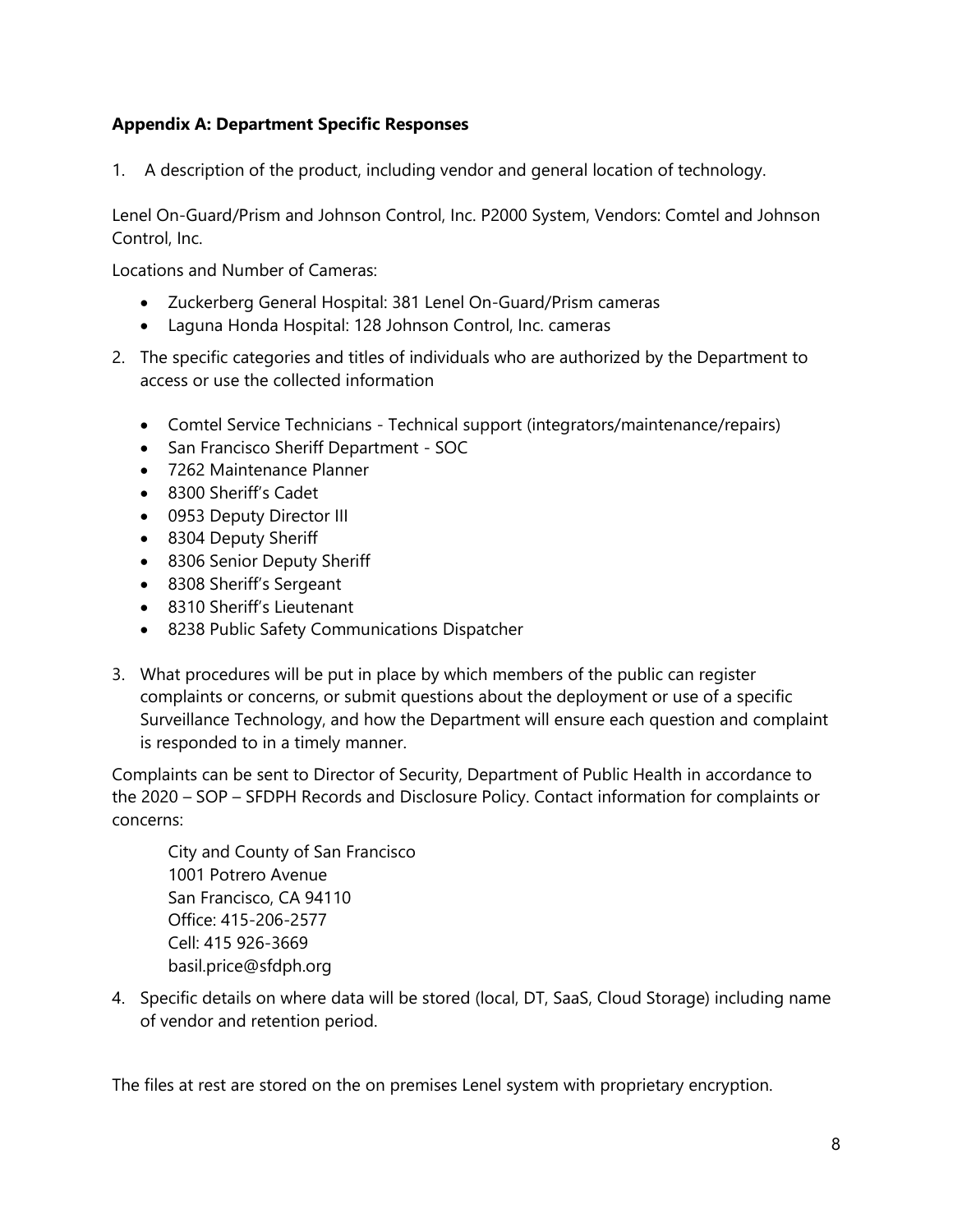**Appendix A: Department Specific Responses**

1. A description of the product, including vendor and general location of technology.

Lenel On-Guard/Prism and Johnson Control, Inc. P2000 System, Vendors: Comtel and Johnson Control, Inc.

Locations and Number of Cameras:

- Zuckerberg General Hospital: 381 Lenel On-Guard/Prism cameras
- Laguna Honda Hospital: 128 Johnson Control, Inc. cameras

2. The specific categories and titles of individuals who are authorized by the Department to access or use the collected information

- Comtel Service Technicians - Technical support (integrators/maintenance/repairs)
- San Francisco Sheriff Department - SOC
- 7262 Maintenance Planner
- 8300 Sheriff's Cadet
- 0953 Deputy Director III
- 8304 Deputy Sheriff
- 8306 Senior Deputy Sheriff
- 8308 Sheriff's Sergeant
- 8310 Sheriff's Lieutenant
- 8238 Public Safety Communications Dispatcher

3. What procedures will be put in place by which members of the public can register complaints or concerns, or submit questions about the deployment or use of a specific Surveillance Technology, and how the Department will ensure each question and complaint is responded to in a timely manner.

Complaints can be sent to Director of Security, Department of Public Health in accordance to the 2020 – SOP – SFDPH Records and Disclosure Policy. Contact information for complaints or concerns:

City and County of San Francisco
1001 Potrero Avenue
San Francisco, CA 94110
Office: 415-206-2577
Cell: 415 926-3669
basil.price@sfdph.org

4. Specific details on where data will be stored (local, DT, SaaS, Cloud Storage) including name of vendor and retention period.

The files at rest are stored on the on premises Lenel system with proprietary encryption.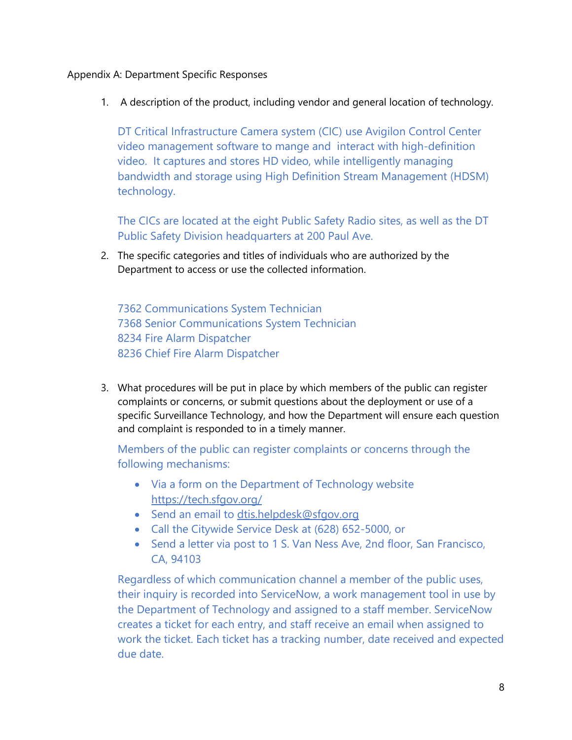Appendix A: Department Specific Responses

1. A description of the product, including vendor and general location of technology.

   DT Critical Infrastructure Camera system (CIC) use Avigilon Control Center video management software to mange and interact with high-definition video. It captures and stores HD video, while intelligently managing bandwidth and storage using High Definition Stream Management (HDSM) technology.

   The CICs are located at the eight Public Safety Radio sites, as well as the DT Public Safety Division headquarters at 200 Paul Ave.

2. The specific categories and titles of individuals who are authorized by the Department to access or use the collected information.

   7362 Communications System Technician
   7368 Senior Communications System Technician
   8234 Fire Alarm Dispatcher
   8236 Chief Fire Alarm Dispatcher

3. What procedures will be put in place by which members of the public can register complaints or concerns, or submit questions about the deployment or use of a specific Surveillance Technology, and how the Department will ensure each question and complaint is responded to in a timely manner.

   Members of the public can register complaints or concerns through the following mechanisms:

   - Via a form on the Department of Technology website https://tech.sfgov.org/
   - Send an email to dtis.helpdesk@sfgov.org
   - Call the Citywide Service Desk at (628) 652-5000, or
   - Send a letter via post to 1 S. Van Ness Ave, 2nd floor, San Francisco, CA, 94103

   Regardless of which communication channel a member of the public uses, their inquiry is recorded into ServiceNow, a work management tool in use by the Department of Technology and assigned to a staff member. ServiceNow creates a ticket for each entry, and staff receive an email when assigned to work the ticket. Each ticket has a tracking number, date received and expected due date.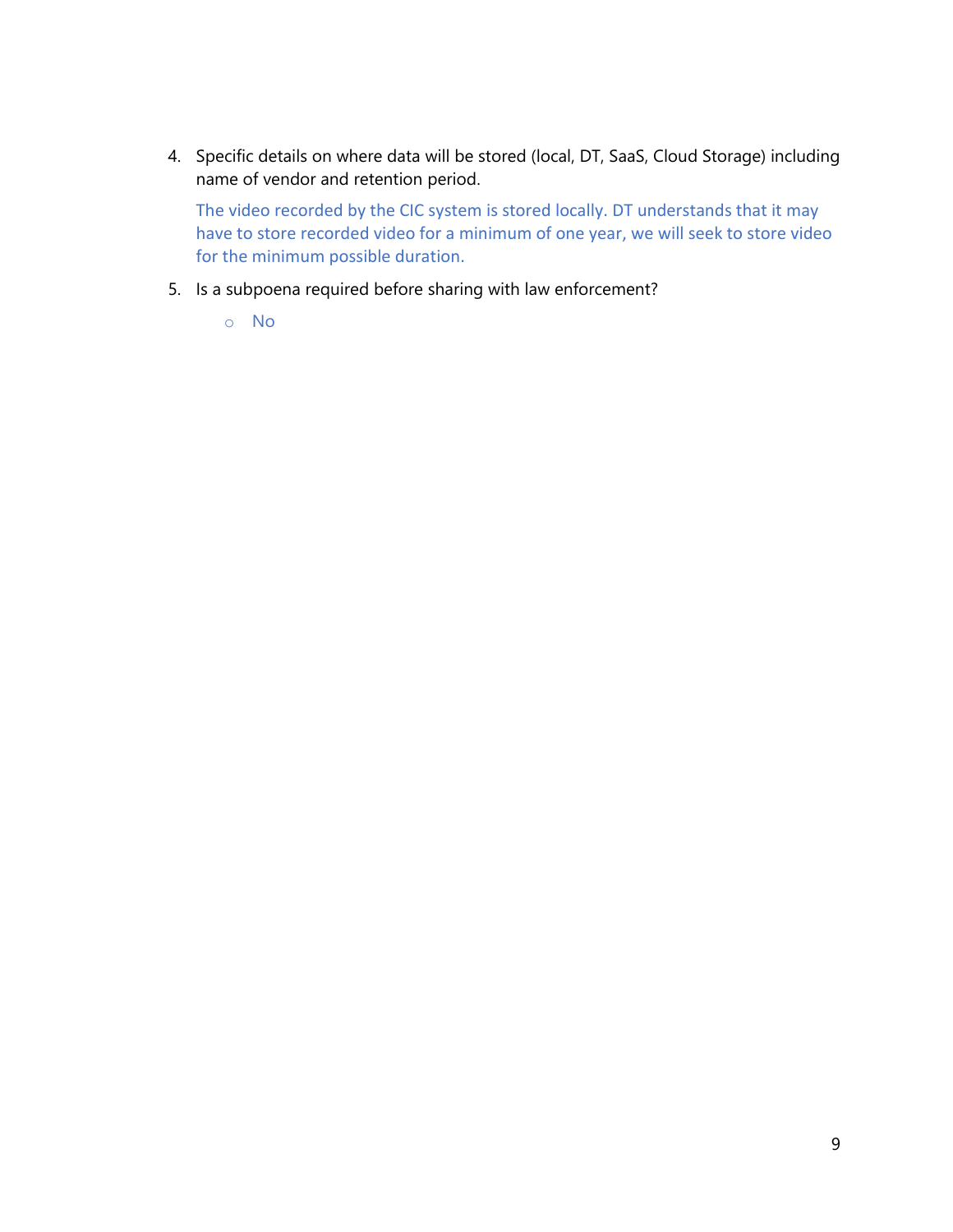4. Specific details on where data will be stored (local, DT, SaaS, Cloud Storage) including name of vendor and retention period.

   The video recorded by the CIC system is stored locally. DT understands that it may have to store recorded video for a minimum of one year, we will seek to store video for the minimum possible duration.

5. Is a subpoena required before sharing with law enforcement?

   - No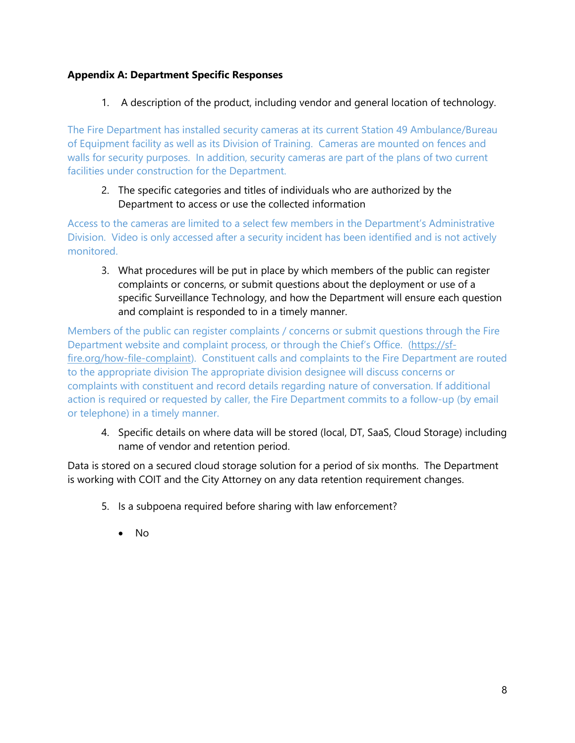**Appendix A: Department Specific Responses**

1. A description of the product, including vendor and general location of technology.

The Fire Department has installed security cameras at its current Station 49 Ambulance/Bureau of Equipment facility as well as its Division of Training. Cameras are mounted on fences and walls for security purposes. In addition, security cameras are part of the plans of two current facilities under construction for the Department.

2. The specific categories and titles of individuals who are authorized by the Department to access or use the collected information

Access to the cameras are limited to a select few members in the Department's Administrative Division. Video is only accessed after a security incident has been identified and is not actively monitored.

3. What procedures will be put in place by which members of the public can register complaints or concerns, or submit questions about the deployment or use of a specific Surveillance Technology, and how the Department will ensure each question and complaint is responded to in a timely manner.

Members of the public can register complaints / concerns or submit questions through the Fire Department website and complaint process, or through the Chief's Office. (https://sf-fire.org/how-file-complaint). Constituent calls and complaints to the Fire Department are routed to the appropriate division The appropriate division designee will discuss concerns or complaints with constituent and record details regarding nature of conversation. If additional action is required or requested by caller, the Fire Department commits to a follow-up (by email or telephone) in a timely manner.

4. Specific details on where data will be stored (local, DT, SaaS, Cloud Storage) including name of vendor and retention period.

Data is stored on a secured cloud storage solution for a period of six months. The Department is working with COIT and the City Attorney on any data retention requirement changes.

5. Is a subpoena required before sharing with law enforcement?

   - No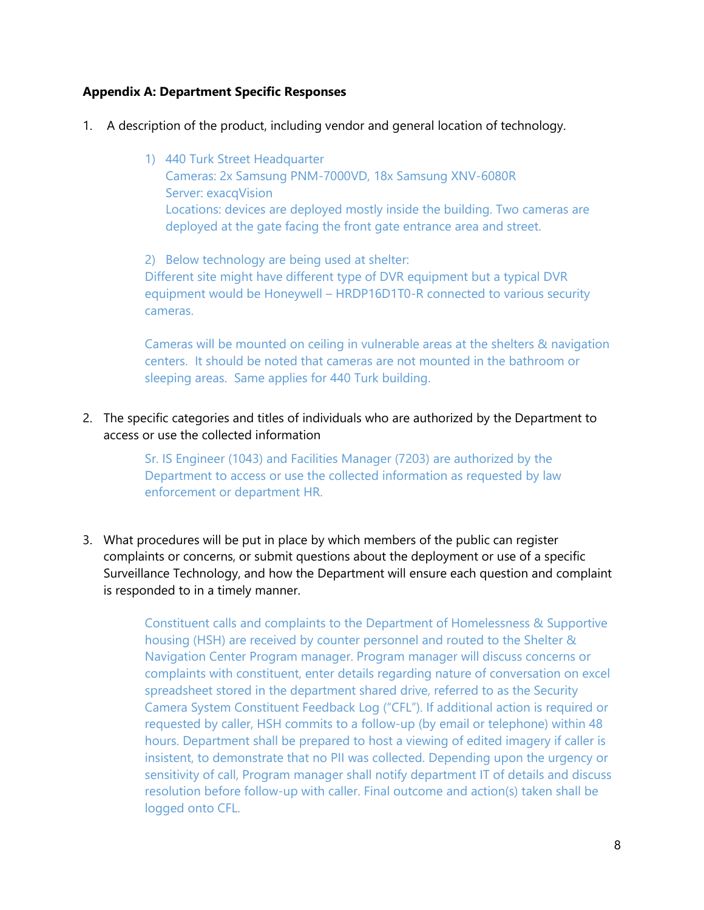**Appendix A: Department Specific Responses**

1. A description of the product, including vendor and general location of technology.

   1) 440 Turk Street Headquarter
      Cameras: 2x Samsung PNM-7000VD, 18x Samsung XNV-6080R
      Server: exacqVision
      Locations: devices are deployed mostly inside the building. Two cameras are deployed at the gate facing the front gate entrance area and street.

   2) Below technology are being used at shelter:
      Different site might have different type of DVR equipment but a typical DVR equipment would be Honeywell – HRDP16D1T0-R connected to various security cameras.

      Cameras will be mounted on ceiling in vulnerable areas at the shelters & navigation centers. It should be noted that cameras are not mounted in the bathroom or sleeping areas. Same applies for 440 Turk building.

2. The specific categories and titles of individuals who are authorized by the Department to access or use the collected information

   Sr. IS Engineer (1043) and Facilities Manager (7203) are authorized by the Department to access or use the collected information as requested by law enforcement or department HR.

3. What procedures will be put in place by which members of the public can register complaints or concerns, or submit questions about the deployment or use of a specific Surveillance Technology, and how the Department will ensure each question and complaint is responded to in a timely manner.

   Constituent calls and complaints to the Department of Homelessness & Supportive housing (HSH) are received by counter personnel and routed to the Shelter & Navigation Center Program manager. Program manager will discuss concerns or complaints with constituent, enter details regarding nature of conversation on excel spreadsheet stored in the department shared drive, referred to as the Security Camera System Constituent Feedback Log ("CFL"). If additional action is required or requested by caller, HSH commits to a follow-up (by email or telephone) within 48 hours. Department shall be prepared to host a viewing of edited imagery if caller is insistent, to demonstrate that no PII was collected. Depending upon the urgency or sensitivity of call, Program manager shall notify department IT of details and discuss resolution before follow-up with caller. Final outcome and action(s) taken shall be logged onto CFL.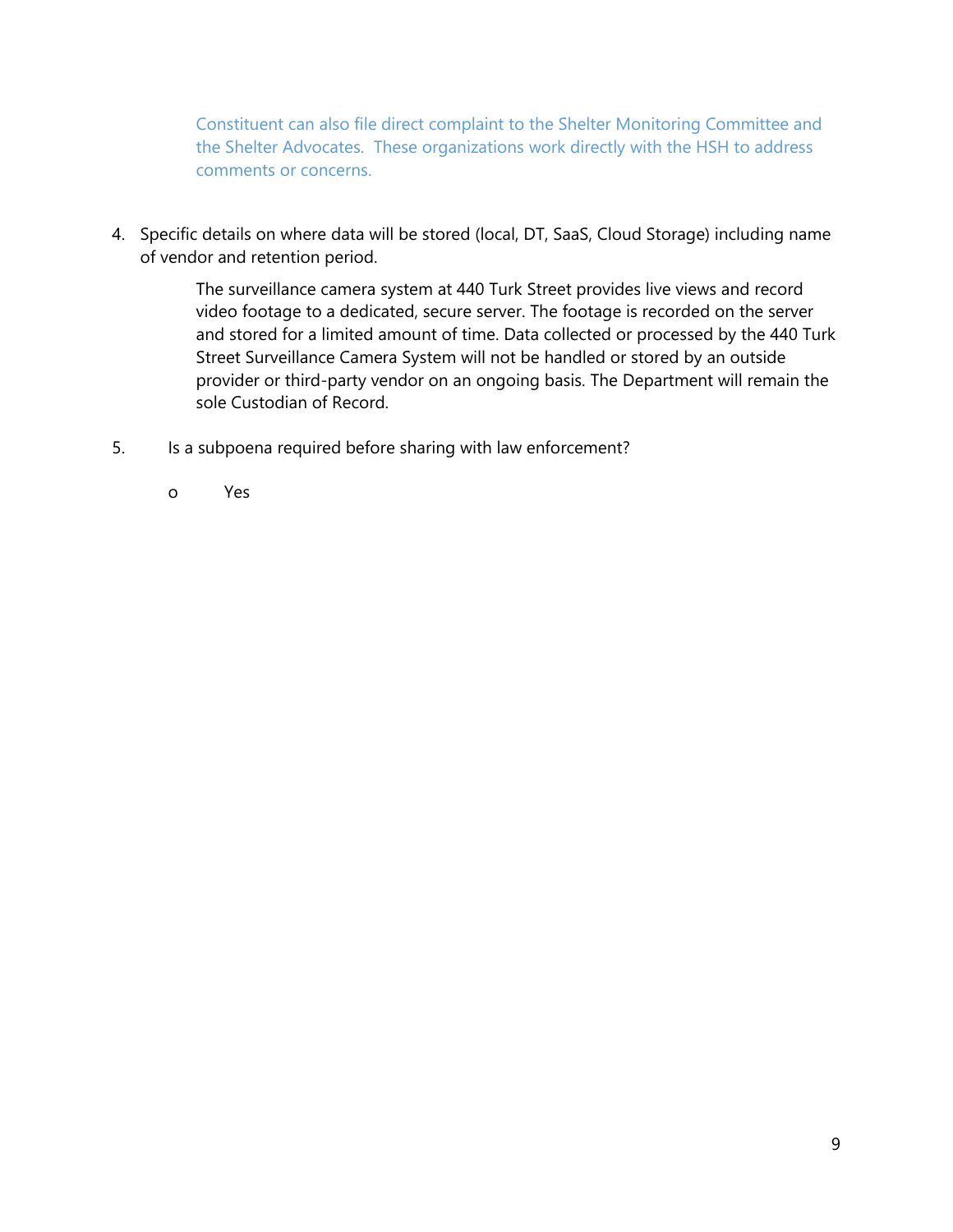Constituent can also file direct complaint to the Shelter Monitoring Committee and the Shelter Advocates. These organizations work directly with the HSH to address comments or concerns.

4. Specific details on where data will be stored (local, DT, SaaS, Cloud Storage) including name of vendor and retention period.

   The surveillance camera system at 440 Turk Street provides live views and record video footage to a dedicated, secure server. The footage is recorded on the server and stored for a limited amount of time. Data collected or processed by the 440 Turk Street Surveillance Camera System will not be handled or stored by an outside provider or third-party vendor on an ongoing basis. The Department will remain the sole Custodian of Record.

5. Is a subpoena required before sharing with law enforcement?

   - Yes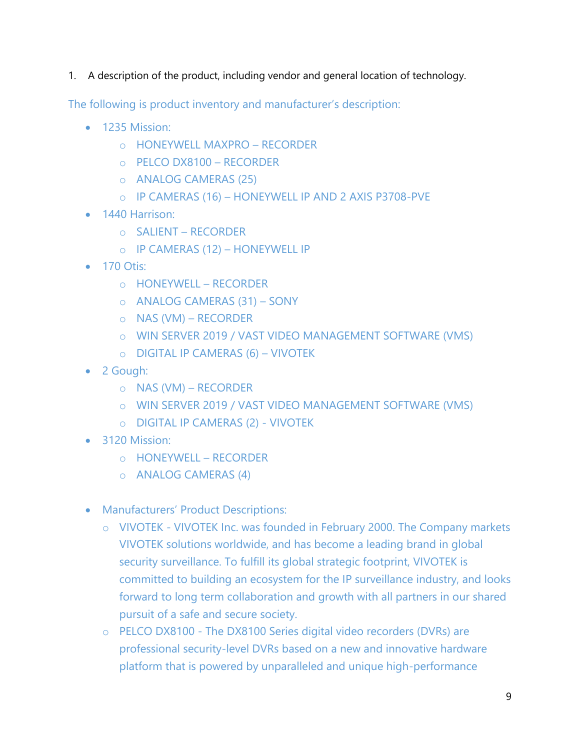1. A description of the product, including vendor and general location of technology.

The following is product inventory and manufacturer's description:

- 1235 Mission:
    - HONEYWELL MAXPRO – RECORDER
    - PELCO DX8100 – RECORDER
    - ANALOG CAMERAS (25)
    - IP CAMERAS (16) – HONEYWELL IP AND 2 AXIS P3708-PVE
- 1440 Harrison:
    - SALIENT – RECORDER
    - IP CAMERAS (12) – HONEYWELL IP
- 170 Otis:
    - HONEYWELL – RECORDER
    - ANALOG CAMERAS (31) – SONY
    - NAS (VM) – RECORDER
    - WIN SERVER 2019 / VAST VIDEO MANAGEMENT SOFTWARE (VMS)
    - DIGITAL IP CAMERAS (6) – VIVOTEK
- 2 Gough:
    - NAS (VM) – RECORDER
    - WIN SERVER 2019 / VAST VIDEO MANAGEMENT SOFTWARE (VMS)
    - DIGITAL IP CAMERAS (2) - VIVOTEK
- 3120 Mission:
    - HONEYWELL – RECORDER
    - ANALOG CAMERAS (4)

- Manufacturers' Product Descriptions:
    - VIVOTEK - VIVOTEK Inc. was founded in February 2000. The Company markets VIVOTEK solutions worldwide, and has become a leading brand in global security surveillance. To fulfill its global strategic footprint, VIVOTEK is committed to building an ecosystem for the IP surveillance industry, and looks forward to long term collaboration and growth with all partners in our shared pursuit of a safe and secure society.
    - PELCO DX8100 - The DX8100 Series digital video recorders (DVRs) are professional security-level DVRs based on a new and innovative hardware platform that is powered by unparalleled and unique high-performance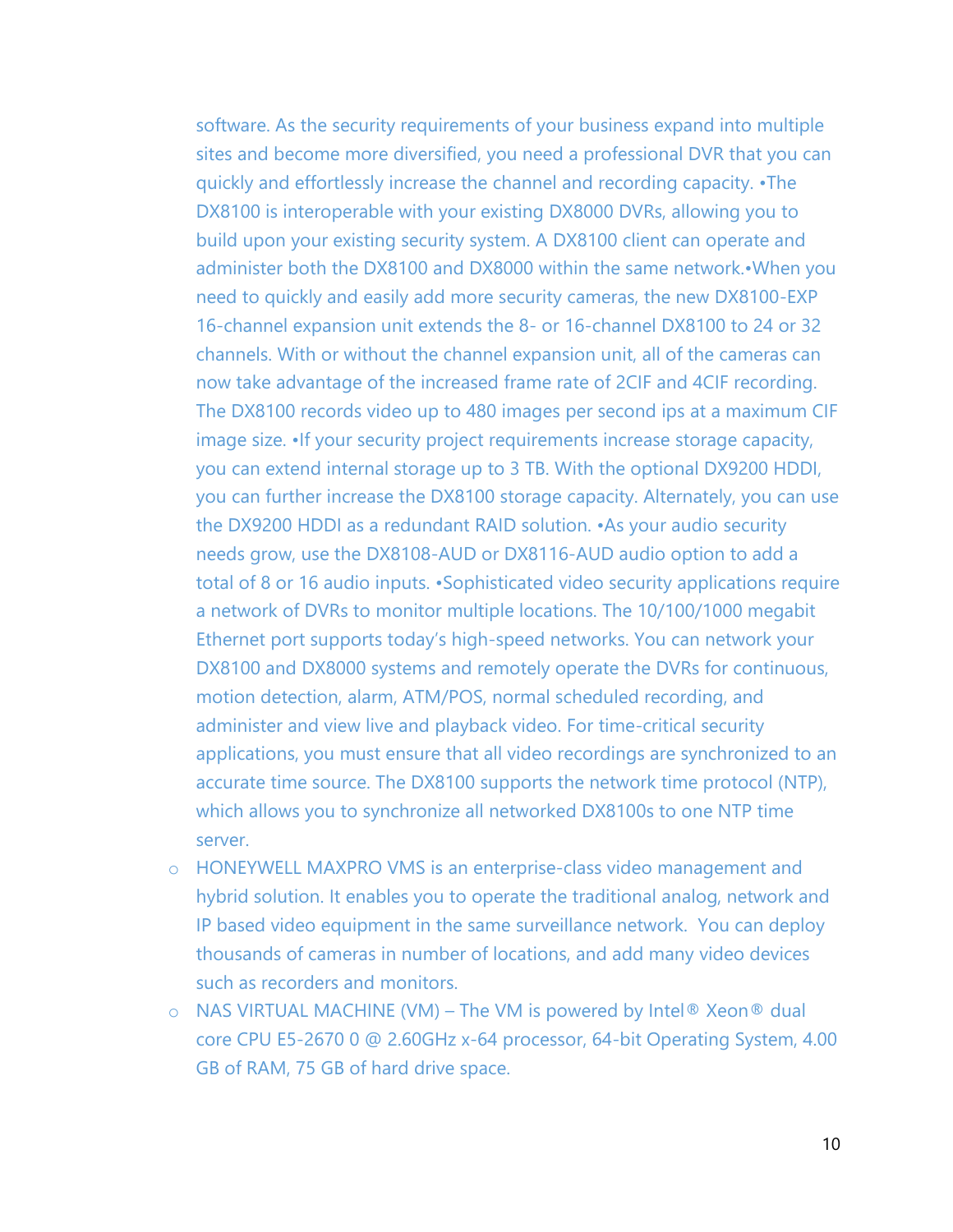software. As the security requirements of your business expand into multiple sites and become more diversified, you need a professional DVR that you can quickly and effortlessly increase the channel and recording capacity. •The DX8100 is interoperable with your existing DX8000 DVRs, allowing you to build upon your existing security system. A DX8100 client can operate and administer both the DX8100 and DX8000 within the same network.•When you need to quickly and easily add more security cameras, the new DX8100-EXP 16-channel expansion unit extends the 8- or 16-channel DX8100 to 24 or 32 channels. With or without the channel expansion unit, all of the cameras can now take advantage of the increased frame rate of 2CIF and 4CIF recording. The DX8100 records video up to 480 images per second ips at a maximum CIF image size. •If your security project requirements increase storage capacity, you can extend internal storage up to 3 TB. With the optional DX9200 HDDI, you can further increase the DX8100 storage capacity. Alternately, you can use the DX9200 HDDI as a redundant RAID solution. •As your audio security needs grow, use the DX8108-AUD or DX8116-AUD audio option to add a total of 8 or 16 audio inputs. •Sophisticated video security applications require a network of DVRs to monitor multiple locations. The 10/100/1000 megabit Ethernet port supports today's high-speed networks. You can network your DX8100 and DX8000 systems and remotely operate the DVRs for continuous, motion detection, alarm, ATM/POS, normal scheduled recording, and administer and view live and playback video. For time-critical security applications, you must ensure that all video recordings are synchronized to an accurate time source. The DX8100 supports the network time protocol (NTP), which allows you to synchronize all networked DX8100s to one NTP time server.

- HONEYWELL MAXPRO VMS is an enterprise-class video management and hybrid solution. It enables you to operate the traditional analog, network and IP based video equipment in the same surveillance network. You can deploy thousands of cameras in number of locations, and add many video devices such as recorders and monitors.
- NAS VIRTUAL MACHINE (VM) – The VM is powered by Intel® Xeon® dual core CPU E5-2670 0 @ 2.60GHz x-64 processor, 64-bit Operating System, 4.00 GB of RAM, 75 GB of hard drive space.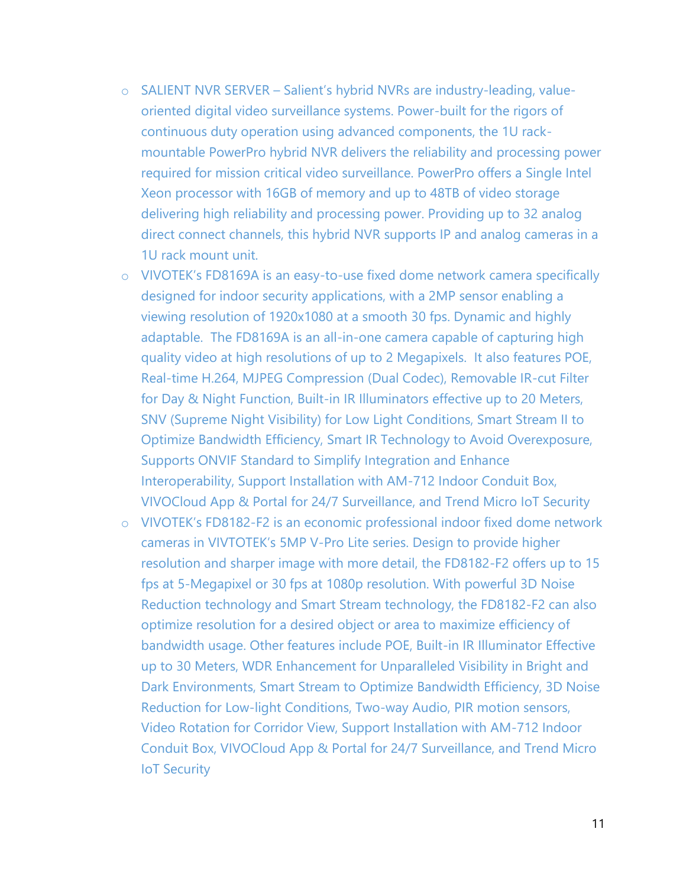- SALIENT NVR SERVER – Salient's hybrid NVRs are industry-leading, value-oriented digital video surveillance systems. Power-built for the rigors of continuous duty operation using advanced components, the 1U rack-mountable PowerPro hybrid NVR delivers the reliability and processing power required for mission critical video surveillance. PowerPro offers a Single Intel Xeon processor with 16GB of memory and up to 48TB of video storage delivering high reliability and processing power. Providing up to 32 analog direct connect channels, this hybrid NVR supports IP and analog cameras in a 1U rack mount unit.
- VIVOTEK's FD8169A is an easy-to-use fixed dome network camera specifically designed for indoor security applications, with a 2MP sensor enabling a viewing resolution of 1920x1080 at a smooth 30 fps. Dynamic and highly adaptable. The FD8169A is an all-in-one camera capable of capturing high quality video at high resolutions of up to 2 Megapixels. It also features POE, Real-time H.264, MJPEG Compression (Dual Codec), Removable IR-cut Filter for Day & Night Function, Built-in IR Illuminators effective up to 20 Meters, SNV (Supreme Night Visibility) for Low Light Conditions, Smart Stream II to Optimize Bandwidth Efficiency, Smart IR Technology to Avoid Overexposure, Supports ONVIF Standard to Simplify Integration and Enhance Interoperability, Support Installation with AM-712 Indoor Conduit Box, VIVOCloud App & Portal for 24/7 Surveillance, and Trend Micro IoT Security
- VIVOTEK's FD8182-F2 is an economic professional indoor fixed dome network cameras in VIVTOTEK's 5MP V-Pro Lite series. Design to provide higher resolution and sharper image with more detail, the FD8182-F2 offers up to 15 fps at 5-Megapixel or 30 fps at 1080p resolution. With powerful 3D Noise Reduction technology and Smart Stream technology, the FD8182-F2 can also optimize resolution for a desired object or area to maximize efficiency of bandwidth usage. Other features include POE, Built-in IR Illuminator Effective up to 30 Meters, WDR Enhancement for Unparalleled Visibility in Bright and Dark Environments, Smart Stream to Optimize Bandwidth Efficiency, 3D Noise Reduction for Low-light Conditions, Two-way Audio, PIR motion sensors, Video Rotation for Corridor View, Support Installation with AM-712 Indoor Conduit Box, VIVOCloud App & Portal for 24/7 Surveillance, and Trend Micro IoT Security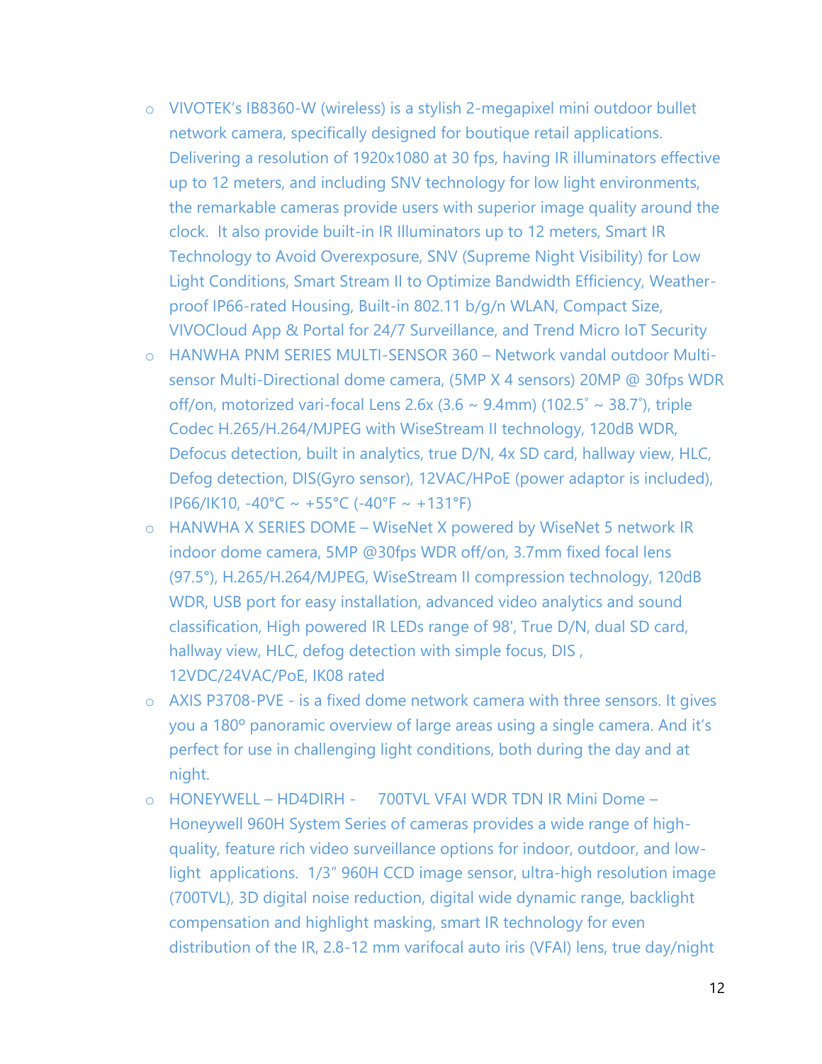- VIVOTEK's IB8360-W (wireless) is a stylish 2-megapixel mini outdoor bullet network camera, specifically designed for boutique retail applications. Delivering a resolution of 1920x1080 at 30 fps, having IR illuminators effective up to 12 meters, and including SNV technology for low light environments, the remarkable cameras provide users with superior image quality around the clock. It also provide built-in IR Illuminators up to 12 meters, Smart IR Technology to Avoid Overexposure, SNV (Supreme Night Visibility) for Low Light Conditions, Smart Stream II to Optimize Bandwidth Efficiency, Weather-proof IP66-rated Housing, Built-in 802.11 b/g/n WLAN, Compact Size, VIVOCloud App & Portal for 24/7 Surveillance, and Trend Micro IoT Security
- HANWHA PNM SERIES MULTI-SENSOR 360 – Network vandal outdoor Multi-sensor Multi-Directional dome camera, (5MP X 4 sensors) 20MP @ 30fps WDR off/on, motorized vari-focal Lens 2.6x (3.6 ~ 9.4mm) (102.5˚ ~ 38.7˚), triple Codec H.265/H.264/MJPEG with WiseStream II technology, 120dB WDR, Defocus detection, built in analytics, true D/N, 4x SD card, hallway view, HLC, Defog detection, DIS(Gyro sensor), 12VAC/HPoE (power adaptor is included), IP66/IK10, -40°C ~ +55°C (-40°F ~ +131°F)
- HANWHA X SERIES DOME – WiseNet X powered by WiseNet 5 network IR indoor dome camera, 5MP @30fps WDR off/on, 3.7mm fixed focal lens (97.5°), H.265/H.264/MJPEG, WiseStream II compression technology, 120dB WDR, USB port for easy installation, advanced video analytics and sound classification, High powered IR LEDs range of 98', True D/N, dual SD card, hallway view, HLC, defog detection with simple focus, DIS , 12VDC/24VAC/PoE, IK08 rated
- AXIS P3708-PVE - is a fixed dome network camera with three sensors. It gives you a 180º panoramic overview of large areas using a single camera. And it's perfect for use in challenging light conditions, both during the day and at night.
- HONEYWELL – HD4DIRH - 700TVL VFAI WDR TDN IR Mini Dome – Honeywell 960H System Series of cameras provides a wide range of high-quality, feature rich video surveillance options for indoor, outdoor, and low-light applications. 1/3" 960H CCD image sensor, ultra-high resolution image (700TVL), 3D digital noise reduction, digital wide dynamic range, backlight compensation and highlight masking, smart IR technology for even distribution of the IR, 2.8-12 mm varifocal auto iris (VFAI) lens, true day/night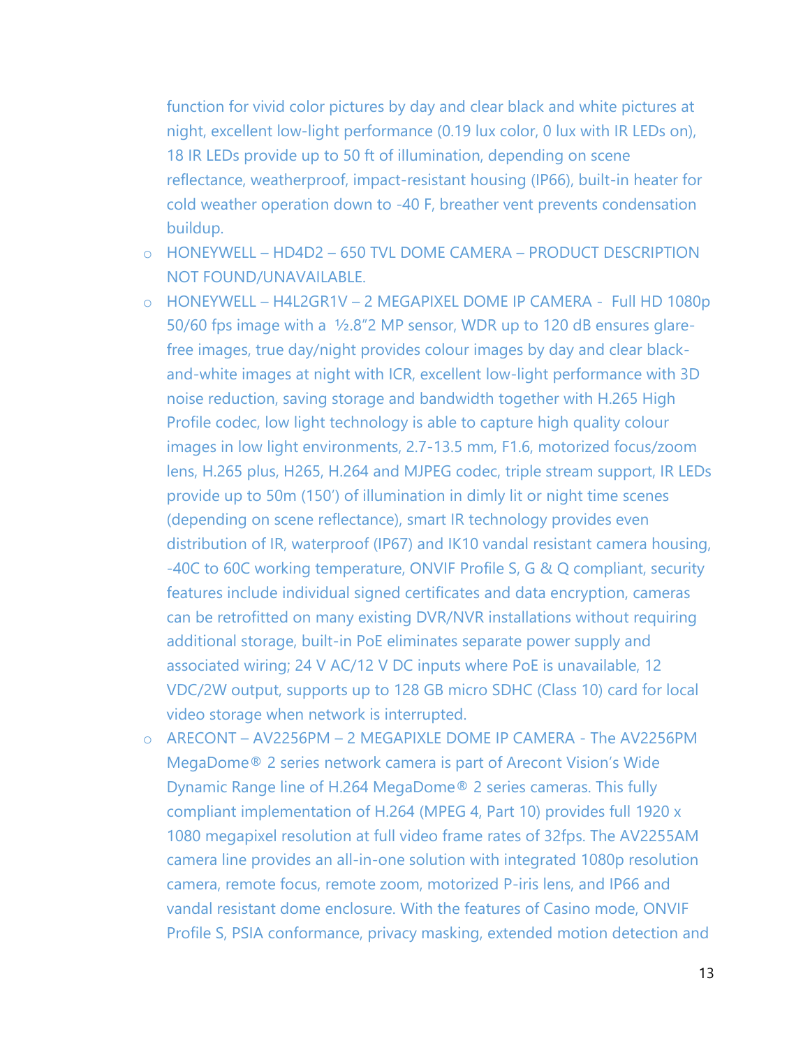function for vivid color pictures by day and clear black and white pictures at night, excellent low-light performance (0.19 lux color, 0 lux with IR LEDs on), 18 IR LEDs provide up to 50 ft of illumination, depending on scene reflectance, weatherproof, impact-resistant housing (IP66), built-in heater for cold weather operation down to -40 F, breather vent prevents condensation buildup.

- HONEYWELL – HD4D2 – 650 TVL DOME CAMERA – PRODUCT DESCRIPTION NOT FOUND/UNAVAILABLE.
- HONEYWELL – H4L2GR1V – 2 MEGAPIXEL DOME IP CAMERA - Full HD 1080p 50/60 fps image with a ½.8"2 MP sensor, WDR up to 120 dB ensures glare-free images, true day/night provides colour images by day and clear black-and-white images at night with ICR, excellent low-light performance with 3D noise reduction, saving storage and bandwidth together with H.265 High Profile codec, low light technology is able to capture high quality colour images in low light environments, 2.7-13.5 mm, F1.6, motorized focus/zoom lens, H.265 plus, H265, H.264 and MJPEG codec, triple stream support, IR LEDs provide up to 50m (150') of illumination in dimly lit or night time scenes (depending on scene reflectance), smart IR technology provides even distribution of IR, waterproof (IP67) and IK10 vandal resistant camera housing, -40C to 60C working temperature, ONVIF Profile S, G & Q compliant, security features include individual signed certificates and data encryption, cameras can be retrofitted on many existing DVR/NVR installations without requiring additional storage, built-in PoE eliminates separate power supply and associated wiring; 24 V AC/12 V DC inputs where PoE is unavailable, 12 VDC/2W output, supports up to 128 GB micro SDHC (Class 10) card for local video storage when network is interrupted.
- ARECONT – AV2256PM – 2 MEGAPIXLE DOME IP CAMERA - The AV2256PM MegaDome® 2 series network camera is part of Arecont Vision's Wide Dynamic Range line of H.264 MegaDome® 2 series cameras. This fully compliant implementation of H.264 (MPEG 4, Part 10) provides full 1920 x 1080 megapixel resolution at full video frame rates of 32fps. The AV2255AM camera line provides an all-in-one solution with integrated 1080p resolution camera, remote focus, remote zoom, motorized P-iris lens, and IP66 and vandal resistant dome enclosure. With the features of Casino mode, ONVIF Profile S, PSIA conformance, privacy masking, extended motion detection and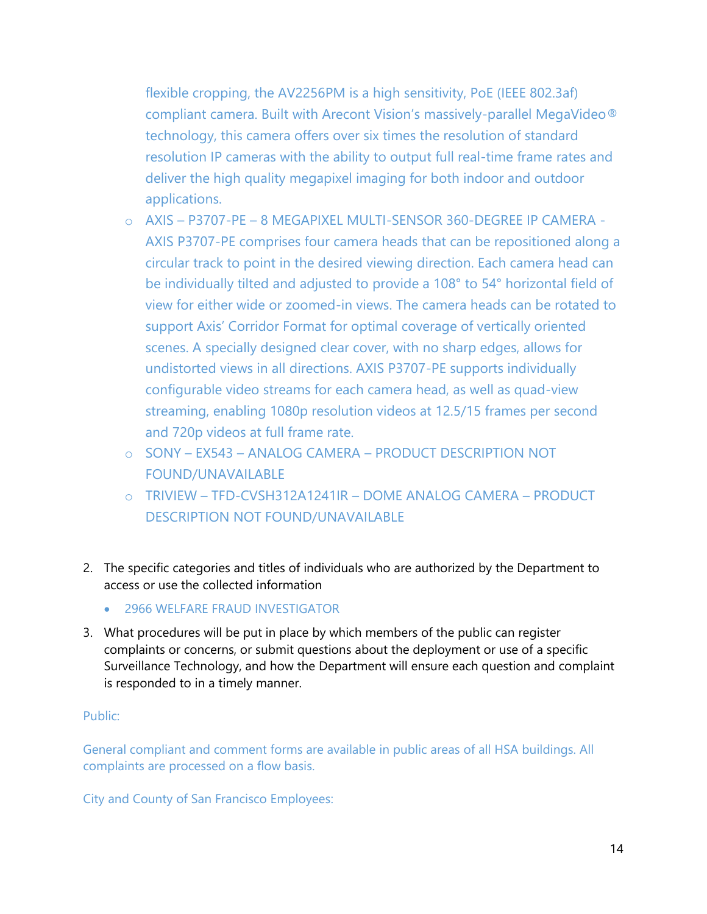flexible cropping, the AV2256PM is a high sensitivity, PoE (IEEE 802.3af) compliant camera. Built with Arecont Vision's massively-parallel MegaVideo® technology, this camera offers over six times the resolution of standard resolution IP cameras with the ability to output full real-time frame rates and deliver the high quality megapixel imaging for both indoor and outdoor applications.

- AXIS – P3707-PE – 8 MEGAPIXEL MULTI-SENSOR 360-DEGREE IP CAMERA - AXIS P3707-PE comprises four camera heads that can be repositioned along a circular track to point in the desired viewing direction. Each camera head can be individually tilted and adjusted to provide a 108° to 54° horizontal field of view for either wide or zoomed-in views. The camera heads can be rotated to support Axis' Corridor Format for optimal coverage of vertically oriented scenes. A specially designed clear cover, with no sharp edges, allows for undistorted views in all directions. AXIS P3707-PE supports individually configurable video streams for each camera head, as well as quad-view streaming, enabling 1080p resolution videos at 12.5/15 frames per second and 720p videos at full frame rate.
- SONY – EX543 – ANALOG CAMERA – PRODUCT DESCRIPTION NOT FOUND/UNAVAILABLE
- TRIVIEW – TFD-CVSH312A1241IR – DOME ANALOG CAMERA – PRODUCT DESCRIPTION NOT FOUND/UNAVAILABLE

2. The specific categories and titles of individuals who are authorized by the Department to access or use the collected information
   - 2966 WELFARE FRAUD INVESTIGATOR
3. What procedures will be put in place by which members of the public can register complaints or concerns, or submit questions about the deployment or use of a specific Surveillance Technology, and how the Department will ensure each question and complaint is responded to in a timely manner.

Public:

General compliant and comment forms are available in public areas of all HSA buildings. All complaints are processed on a flow basis.

City and County of San Francisco Employees: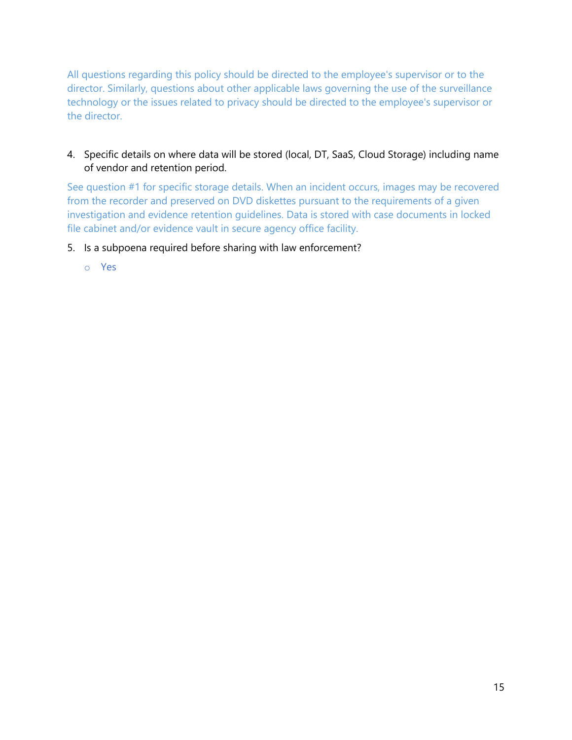All questions regarding this policy should be directed to the employee's supervisor or to the director. Similarly, questions about other applicable laws governing the use of the surveillance technology or the issues related to privacy should be directed to the employee's supervisor or the director.

4. Specific details on where data will be stored (local, DT, SaaS, Cloud Storage) including name of vendor and retention period.

See question #1 for specific storage details. When an incident occurs, images may be recovered from the recorder and preserved on DVD diskettes pursuant to the requirements of a given investigation and evidence retention guidelines. Data is stored with case documents in locked file cabinet and/or evidence vault in secure agency office facility.

5. Is a subpoena required before sharing with law enforcement?

   - Yes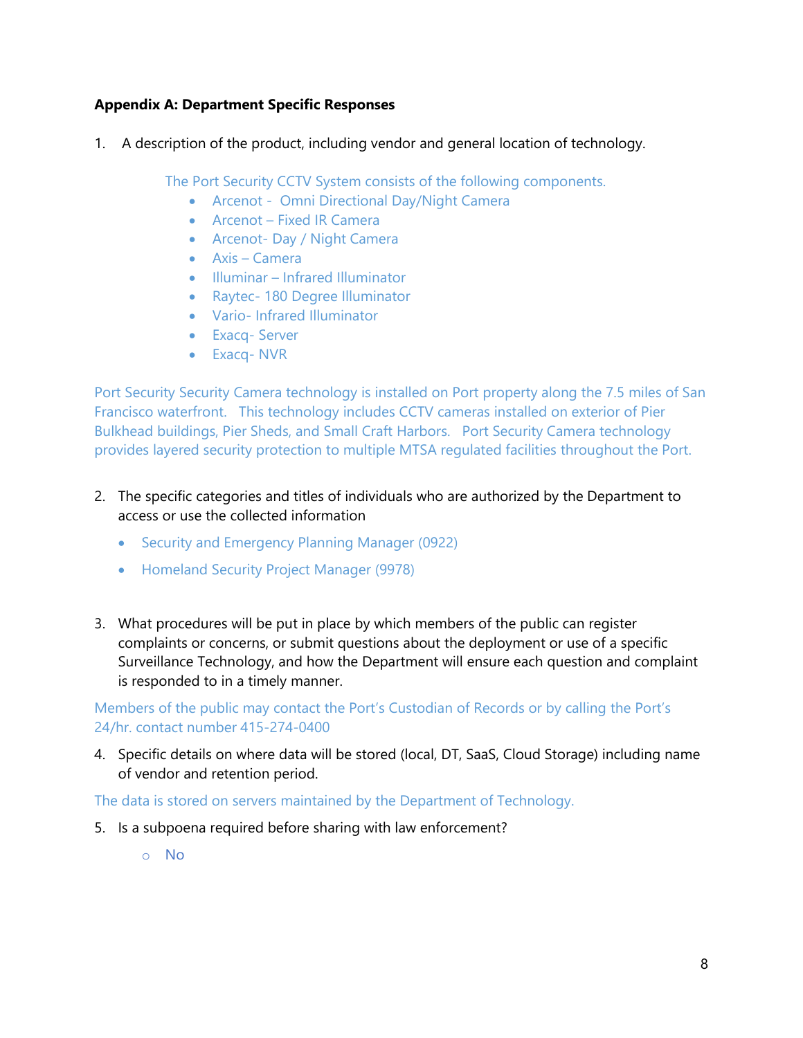**Appendix A: Department Specific Responses**

1. A description of the product, including vendor and general location of technology.

   The Port Security CCTV System consists of the following components.

   - Arcenot - Omni Directional Day/Night Camera
   - Arcenot – Fixed IR Camera
   - Arcenot- Day / Night Camera
   - Axis – Camera
   - Illuminar – Infrared Illuminator
   - Raytec- 180 Degree Illuminator
   - Vario- Infrared Illuminator
   - Exacq- Server
   - Exacq- NVR

Port Security Security Camera technology is installed on Port property along the 7.5 miles of San Francisco waterfront. This technology includes CCTV cameras installed on exterior of Pier Bulkhead buildings, Pier Sheds, and Small Craft Harbors. Port Security Camera technology provides layered security protection to multiple MTSA regulated facilities throughout the Port.

2. The specific categories and titles of individuals who are authorized by the Department to access or use the collected information

   - Security and Emergency Planning Manager (0922)
   - Homeland Security Project Manager (9978)

3. What procedures will be put in place by which members of the public can register complaints or concerns, or submit questions about the deployment or use of a specific Surveillance Technology, and how the Department will ensure each question and complaint is responded to in a timely manner.

Members of the public may contact the Port's Custodian of Records or by calling the Port's 24/hr. contact number 415-274-0400

4. Specific details on where data will be stored (local, DT, SaaS, Cloud Storage) including name of vendor and retention period.

The data is stored on servers maintained by the Department of Technology.

5. Is a subpoena required before sharing with law enforcement?

   - No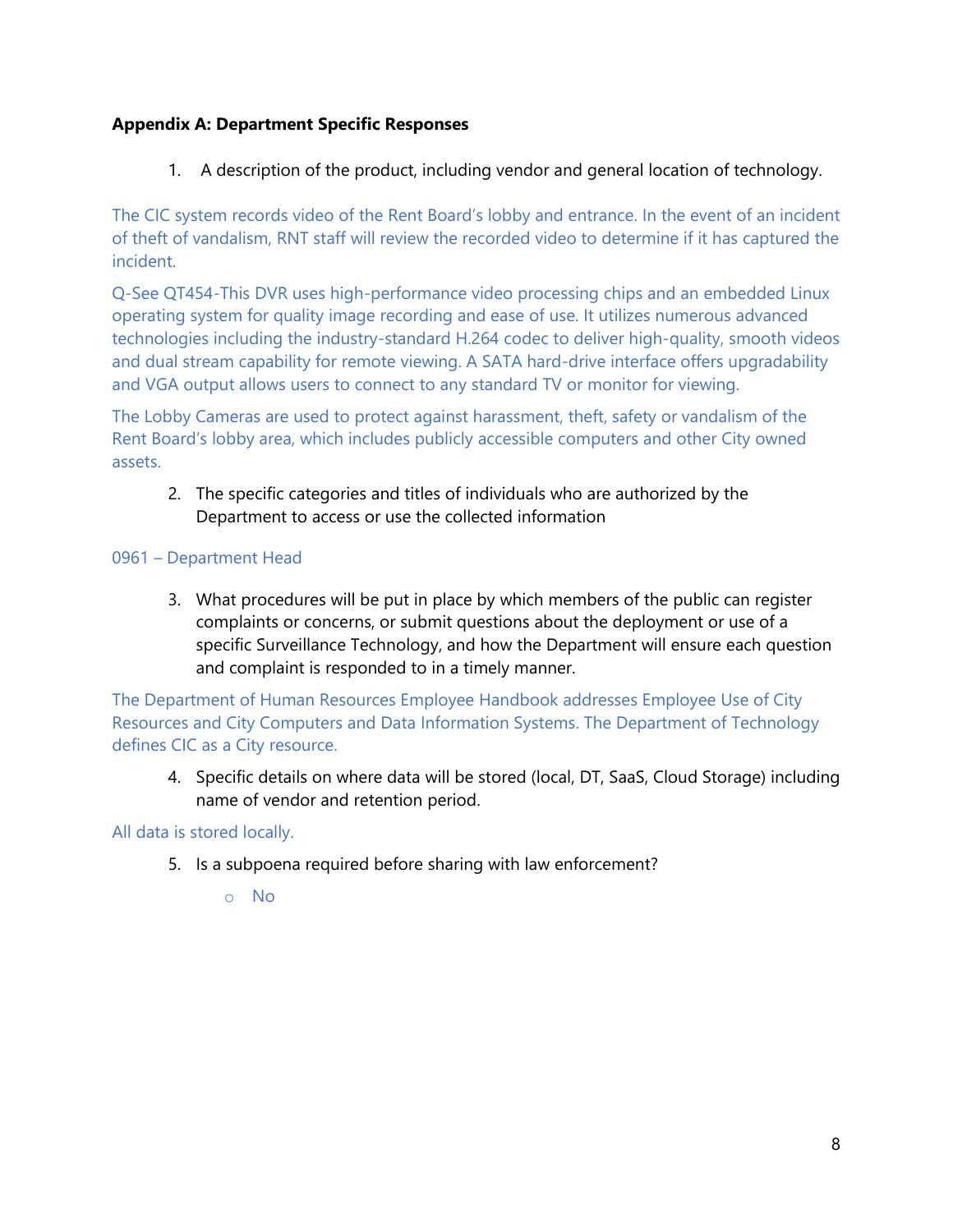**Appendix A: Department Specific Responses**

1. A description of the product, including vendor and general location of technology.

The CIC system records video of the Rent Board's lobby and entrance. In the event of an incident of theft of vandalism, RNT staff will review the recorded video to determine if it has captured the incident.

Q-See QT454-This DVR uses high-performance video processing chips and an embedded Linux operating system for quality image recording and ease of use. It utilizes numerous advanced technologies including the industry-standard H.264 codec to deliver high-quality, smooth videos and dual stream capability for remote viewing. A SATA hard-drive interface offers upgradability and VGA output allows users to connect to any standard TV or monitor for viewing.

The Lobby Cameras are used to protect against harassment, theft, safety or vandalism of the Rent Board's lobby area, which includes publicly accessible computers and other City owned assets.

2. The specific categories and titles of individuals who are authorized by the Department to access or use the collected information

0961 – Department Head

3. What procedures will be put in place by which members of the public can register complaints or concerns, or submit questions about the deployment or use of a specific Surveillance Technology, and how the Department will ensure each question and complaint is responded to in a timely manner.

The Department of Human Resources Employee Handbook addresses Employee Use of City Resources and City Computers and Data Information Systems. The Department of Technology defines CIC as a City resource.

4. Specific details on where data will be stored (local, DT, SaaS, Cloud Storage) including name of vendor and retention period.

All data is stored locally.

5. Is a subpoena required before sharing with law enforcement?
   - No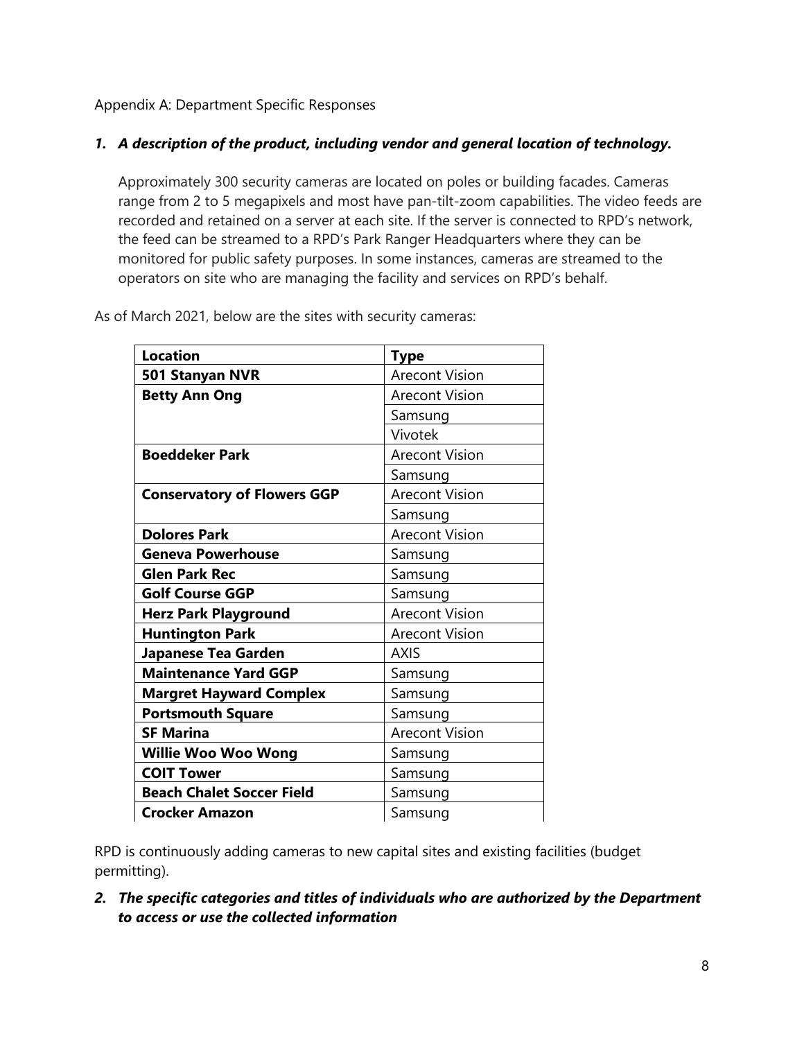Appendix A: Department Specific Responses

1. ***A description of the product, including vendor and general location of technology.***

   Approximately 300 security cameras are located on poles or building facades. Cameras range from 2 to 5 megapixels and most have pan-tilt-zoom capabilities. The video feeds are recorded and retained on a server at each site. If the server is connected to RPD's network, the feed can be streamed to a RPD's Park Ranger Headquarters where they can be monitored for public safety purposes. In some instances, cameras are streamed to the operators on site who are managing the facility and services on RPD's behalf.

As of March 2021, below are the sites with security cameras:

| Location | Type |
|---|---|
| **501 Stanyan NVR** | Arecont Vision |
| **Betty Ann Ong** | Arecont Vision |
| | Samsung |
| | Vivotek |
| **Boeddeker Park** | Arecont Vision |
| | Samsung |
| **Conservatory of Flowers GGP** | Arecont Vision |
| | Samsung |
| **Dolores Park** | Arecont Vision |
| **Geneva Powerhouse** | Samsung |
| **Glen Park Rec** | Samsung |
| **Golf Course GGP** | Samsung |
| **Herz Park Playground** | Arecont Vision |
| **Huntington Park** | Arecont Vision |
| **Japanese Tea Garden** | AXIS |
| **Maintenance Yard GGP** | Samsung |
| **Margret Hayward Complex** | Samsung |
| **Portsmouth Square** | Samsung |
| **SF Marina** | Arecont Vision |
| **Willie Woo Woo Wong** | Samsung |
| **COIT Tower** | Samsung |
| **Beach Chalet Soccer Field** | Samsung |
| **Crocker Amazon** | Samsung |

RPD is continuously adding cameras to new capital sites and existing facilities (budget permitting).

2. ***The specific categories and titles of individuals who are authorized by the Department to access or use the collected information***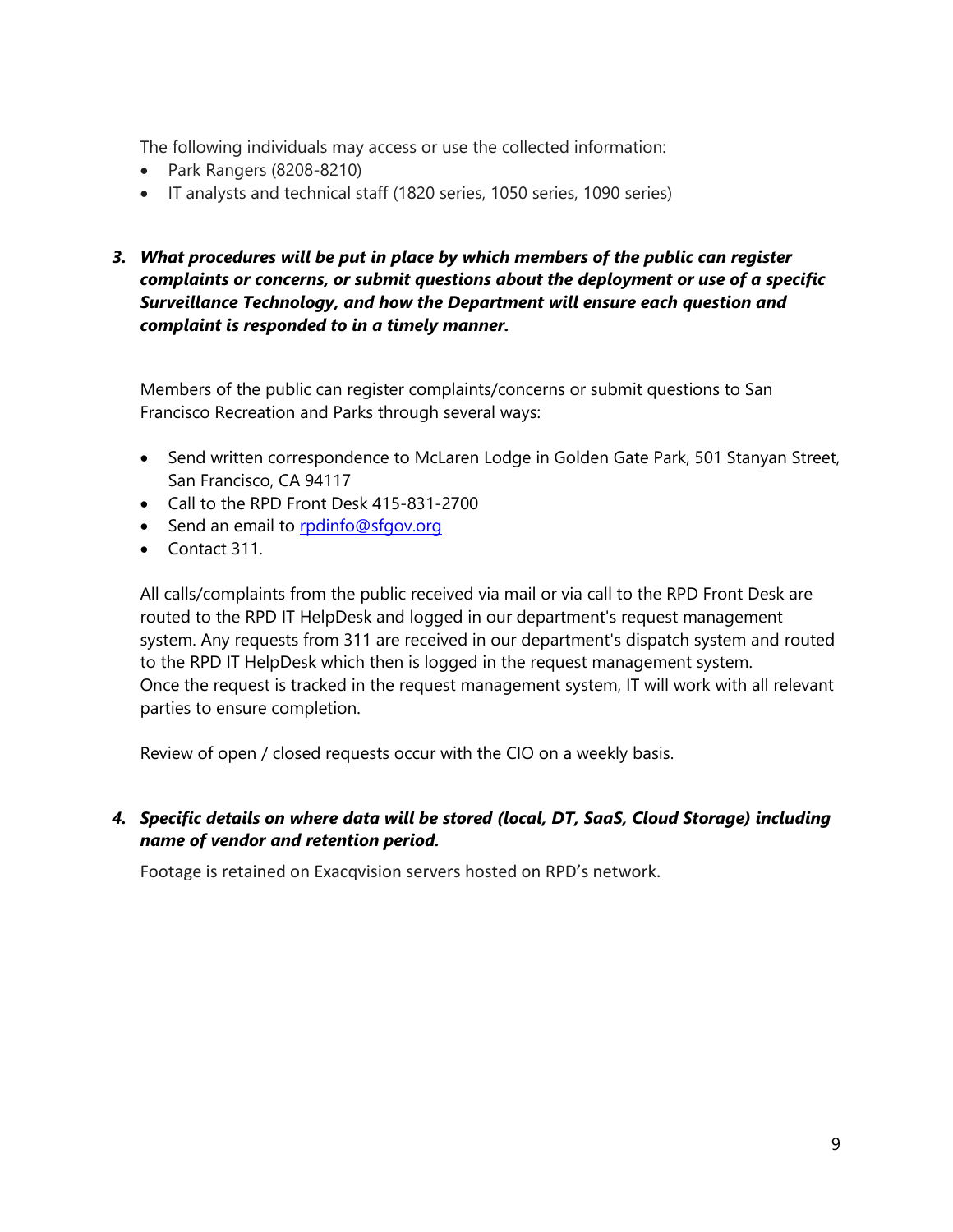The following individuals may access or use the collected information:

- Park Rangers (8208-8210)
- IT analysts and technical staff (1820 series, 1050 series, 1090 series)

3. ***What procedures will be put in place by which members of the public can register complaints or concerns, or submit questions about the deployment or use of a specific Surveillance Technology, and how the Department will ensure each question and complaint is responded to in a timely manner.***

Members of the public can register complaints/concerns or submit questions to San Francisco Recreation and Parks through several ways:

- Send written correspondence to McLaren Lodge in Golden Gate Park, 501 Stanyan Street, San Francisco, CA 94117
- Call to the RPD Front Desk 415-831-2700
- Send an email to rpdinfo@sfgov.org
- Contact 311.

All calls/complaints from the public received via mail or via call to the RPD Front Desk are routed to the RPD IT HelpDesk and logged in our department's request management system. Any requests from 311 are received in our department's dispatch system and routed to the RPD IT HelpDesk which then is logged in the request management system. Once the request is tracked in the request management system, IT will work with all relevant parties to ensure completion.

Review of open / closed requests occur with the CIO on a weekly basis.

4. ***Specific details on where data will be stored (local, DT, SaaS, Cloud Storage) including name of vendor and retention period.***

Footage is retained on Exacqvision servers hosted on RPD's network.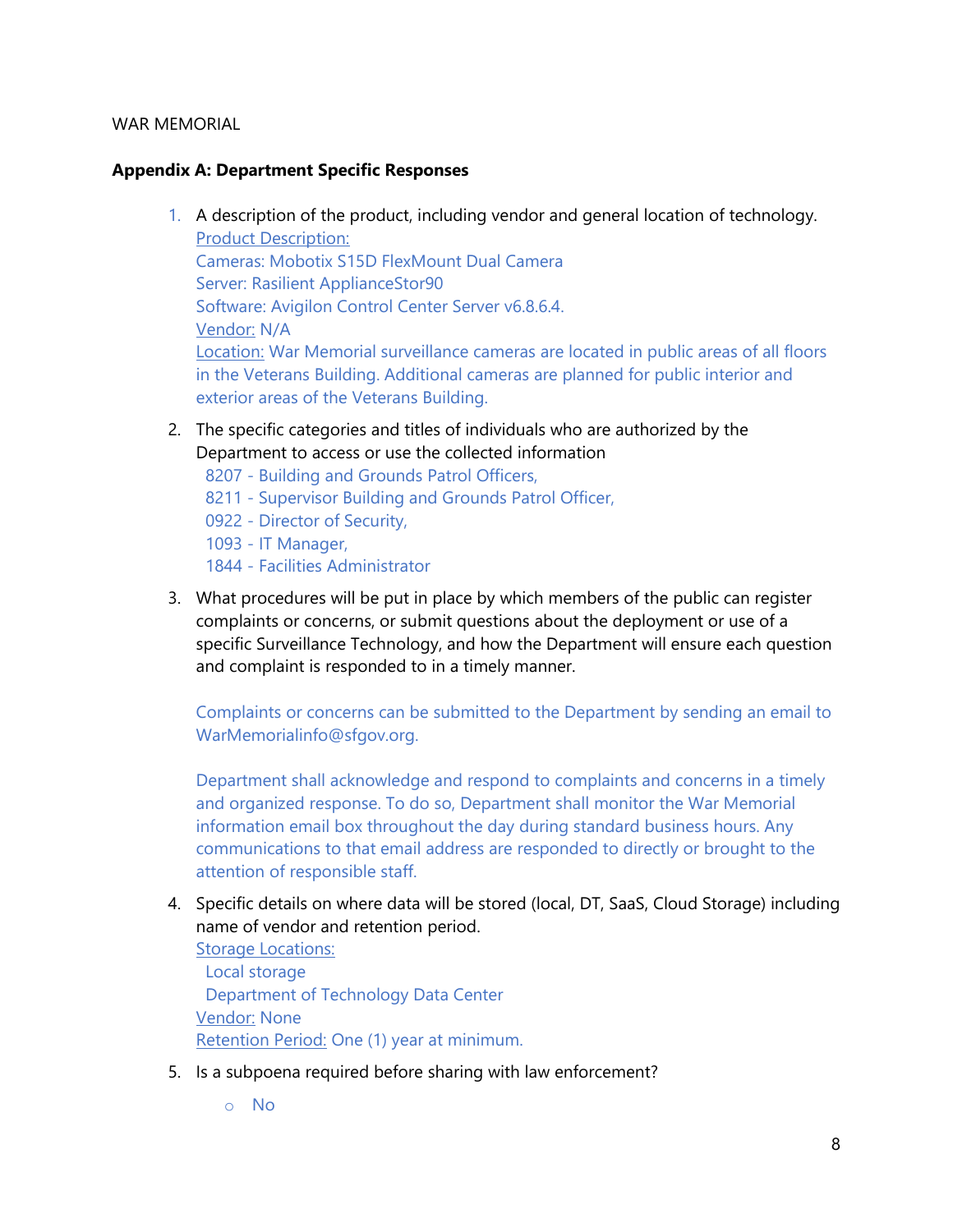WAR MEMORIAL

**Appendix A: Department Specific Responses**

1. A description of the product, including vendor and general location of technology.
   Product Description:
   Cameras: Mobotix S15D FlexMount Dual Camera
   Server: Rasilient ApplianceStor90
   Software: Avigilon Control Center Server v6.8.6.4.
   Vendor: N/A
   Location: War Memorial surveillance cameras are located in public areas of all floors in the Veterans Building. Additional cameras are planned for public interior and exterior areas of the Veterans Building.

2. The specific categories and titles of individuals who are authorized by the Department to access or use the collected information
   8207 - Building and Grounds Patrol Officers,
   8211 - Supervisor Building and Grounds Patrol Officer,
   0922 - Director of Security,
   1093 - IT Manager,
   1844 - Facilities Administrator

3. What procedures will be put in place by which members of the public can register complaints or concerns, or submit questions about the deployment or use of a specific Surveillance Technology, and how the Department will ensure each question and complaint is responded to in a timely manner.

   Complaints or concerns can be submitted to the Department by sending an email to WarMemorialinfo@sfgov.org.

   Department shall acknowledge and respond to complaints and concerns in a timely and organized response. To do so, Department shall monitor the War Memorial information email box throughout the day during standard business hours. Any communications to that email address are responded to directly or brought to the attention of responsible staff.

4. Specific details on where data will be stored (local, DT, SaaS, Cloud Storage) including name of vendor and retention period.
   Storage Locations:
   Local storage
   Department of Technology Data Center
   Vendor: None
   Retention Period: One (1) year at minimum.

5. Is a subpoena required before sharing with law enforcement?
   - No